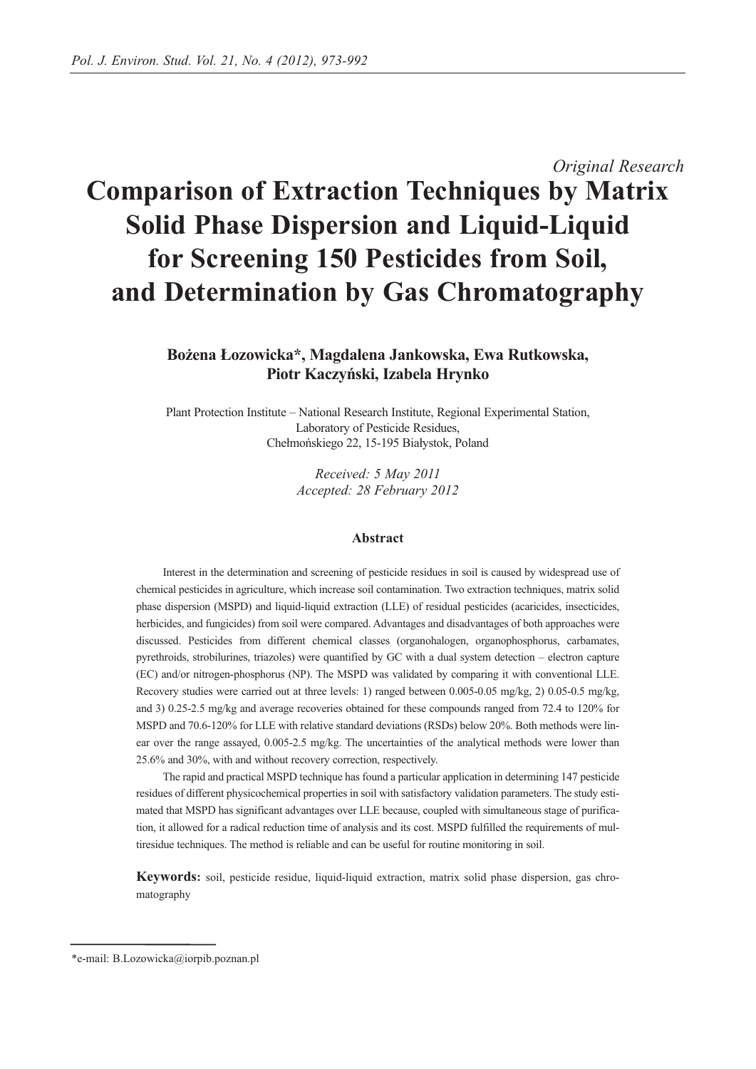*Original Research*

# Comparison of Extraction Techniques by Matrix Solid Phase Dispersion and Liquid-Liquid for Screening 150 Pesticides from Soil, and Determination by Gas Chromatography

**Bożena Łozowicka*, Magdalena Jankowska, Ewa Rutkowska, Piotr Kaczyński, Izabela Hrynko**

Plant Protection Institute – National Research Institute, Regional Experimental Station, Laboratory of Pesticide Residues, Chełmońskiego 22, 15-195 Białystok, Poland

*Received: 5 May 2011*
*Accepted: 28 February 2012*

## Abstract

Interest in the determination and screening of pesticide residues in soil is caused by widespread use of chemical pesticides in agriculture, which increase soil contamination. Two extraction techniques, matrix solid phase dispersion (MSPD) and liquid-liquid extraction (LLE) of residual pesticides (acaricides, insecticides, herbicides, and fungicides) from soil were compared. Advantages and disadvantages of both approaches were discussed. Pesticides from different chemical classes (organohalogen, organophosphorus, carbamates, pyrethroids, strobilurines, triazoles) were quantified by GC with a dual system detection – electron capture (EC) and/or nitrogen-phosphorus (NP). The MSPD was validated by comparing it with conventional LLE. Recovery studies were carried out at three levels: 1) ranged between 0.005-0.05 mg/kg, 2) 0.05-0.5 mg/kg, and 3) 0.25-2.5 mg/kg and average recoveries obtained for these compounds ranged from 72.4 to 120% for MSPD and 70.6-120% for LLE with relative standard deviations (RSDs) below 20%. Both methods were linear over the range assayed, 0.005-2.5 mg/kg. The uncertainties of the analytical methods were lower than 25.6% and 30%, with and without recovery correction, respectively.

The rapid and practical MSPD technique has found a particular application in determining 147 pesticide residues of different physicochemical properties in soil with satisfactory validation parameters. The study estimated that MSPD has significant advantages over LLE because, coupled with simultaneous stage of purification, it allowed for a radical reduction time of analysis and its cost. MSPD fulfilled the requirements of multiresidue techniques. The method is reliable and can be useful for routine monitoring in soil.

**Keywords:** soil, pesticide residue, liquid-liquid extraction, matrix solid phase dispersion, gas chromatography

---

*e-mail: B.Lozowicka@iorpib.poznan.pl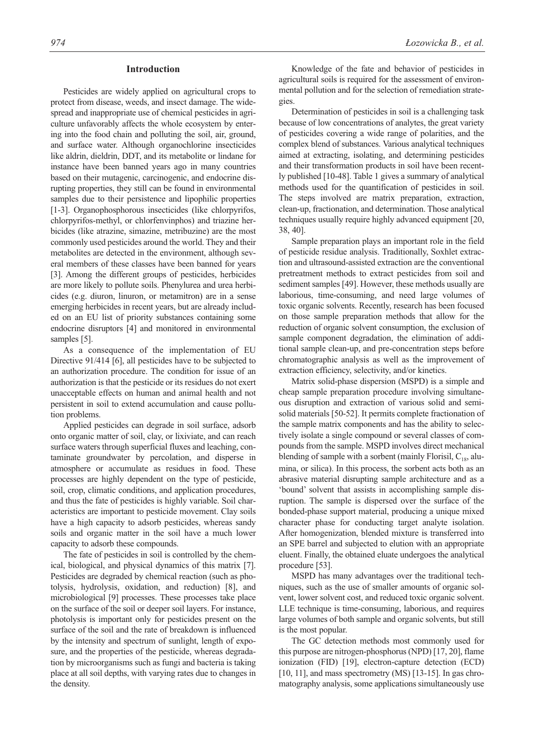## Introduction

Pesticides are widely applied on agricultural crops to protect from disease, weeds, and insect damage. The widespread and inappropriate use of chemical pesticides in agriculture unfavorably affects the whole ecosystem by entering into the food chain and polluting the soil, air, ground, and surface water. Although organochlorine insecticides like aldrin, dieldrin, DDT, and its metabolite or lindane for instance have been banned years ago in many countries based on their mutagenic, carcinogenic, and endocrine disrupting properties, they still can be found in environmental samples due to their persistence and lipophilic properties [1-3]. Organophosphorous insecticides (like chlorpyrifos, chlorpyrifos-methyl, or chlorfenvinphos) and triazine herbicides (like atrazine, simazine, metribuzine) are the most commonly used pesticides around the world. They and their metabolites are detected in the environment, although several members of these classes have been banned for years [3]. Among the different groups of pesticides, herbicides are more likely to pollute soils. Phenylurea and urea herbicides (e.g. diuron, linuron, or metamitron) are in a sense emerging herbicides in recent years, but are already included on an EU list of priority substances containing some endocrine disruptors [4] and monitored in environmental samples [5].

As a consequence of the implementation of EU Directive 91/414 [6], all pesticides have to be subjected to an authorization procedure. The condition for issue of an authorization is that the pesticide or its residues do not exert unacceptable effects on human and animal health and not persistent in soil to extend accumulation and cause pollution problems.

Applied pesticides can degrade in soil surface, adsorb onto organic matter of soil, clay, or lixiviate, and can reach surface waters through superficial fluxes and leaching, contaminate groundwater by percolation, and disperse in atmosphere or accumulate as residues in food. These processes are highly dependent on the type of pesticide, soil, crop, climatic conditions, and application procedures, and thus the fate of pesticides is highly variable. Soil characteristics are important to pesticide movement. Clay soils have a high capacity to adsorb pesticides, whereas sandy soils and organic matter in the soil have a much lower capacity to adsorb these compounds.

The fate of pesticides in soil is controlled by the chemical, biological, and physical dynamics of this matrix [7]. Pesticides are degraded by chemical reaction (such as photolysis, hydrolysis, oxidation, and reduction) [8], and microbiological [9] processes. These processes take place on the surface of the soil or deeper soil layers. For instance, photolysis is important only for pesticides present on the surface of the soil and the rate of breakdown is influenced by the intensity and spectrum of sunlight, length of exposure, and the properties of the pesticide, whereas degradation by microorganisms such as fungi and bacteria is taking place at all soil depths, with varying rates due to changes in the density.

Knowledge of the fate and behavior of pesticides in agricultural soils is required for the assessment of environmental pollution and for the selection of remediation strategies.

Determination of pesticides in soil is a challenging task because of low concentrations of analytes, the great variety of pesticides covering a wide range of polarities, and the complex blend of substances. Various analytical techniques aimed at extracting, isolating, and determining pesticides and their transformation products in soil have been recently published [10-48]. Table 1 gives a summary of analytical methods used for the quantification of pesticides in soil. The steps involved are matrix preparation, extraction, clean-up, fractionation, and determination. Those analytical techniques usually require highly advanced equipment [20, 38, 40].

Sample preparation plays an important role in the field of pesticide residue analysis. Traditionally, Soxhlet extraction and ultrasound-assisted extraction are the conventional pretreatment methods to extract pesticides from soil and sediment samples [49]. However, these methods usually are laborious, time-consuming, and need large volumes of toxic organic solvents. Recently, research has been focused on those sample preparation methods that allow for the reduction of organic solvent consumption, the exclusion of sample component degradation, the elimination of additional sample clean-up, and pre-concentration steps before chromatographic analysis as well as the improvement of extraction efficiency, selectivity, and/or kinetics.

Matrix solid-phase dispersion (MSPD) is a simple and cheap sample preparation procedure involving simultaneous disruption and extraction of various solid and semi-solid materials [50-52]. It permits complete fractionation of the sample matrix components and has the ability to selectively isolate a single compound or several classes of compounds from the sample. MSPD involves direct mechanical blending of sample with a sorbent (mainly Florisil, $C_{18}$, alumina, or silica). In this process, the sorbent acts both as an abrasive material disrupting sample architecture and as a 'bound' solvent that assists in accomplishing sample disruption. The sample is dispersed over the surface of the bonded-phase support material, producing a unique mixed character phase for conducting target analyte isolation. After homogenization, blended mixture is transferred into an SPE barrel and subjected to elution with an appropriate eluent. Finally, the obtained eluate undergoes the analytical procedure [53].

MSPD has many advantages over the traditional techniques, such as the use of smaller amounts of organic solvent, lower solvent cost, and reduced toxic organic solvent. LLE technique is time-consuming, laborious, and requires large volumes of both sample and organic solvents, but still is the most popular.

The GC detection methods most commonly used for this purpose are nitrogen-phosphorus (NPD) [17, 20], flame ionization (FID) [19], electron-capture detection (ECD) [10, 11], and mass spectrometry (MS) [13-15]. In gas chromatography analysis, some applications simultaneously use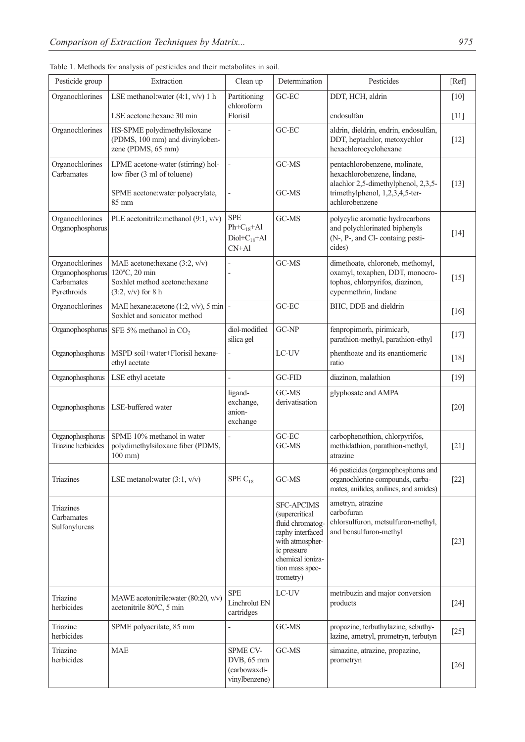Table 1. Methods for analysis of pesticides and their metabolites in soil.

| Pesticide group | Extraction | Clean up | Determination | Pesticides | [Ref] |
|---|---|---|---|---|---|
| Organochlorines | LSE methanol:water (4:1, v/v) 1 h | Partitioning chloroform | GC-EC | DDT, HCH, aldrin | [10] |
| | LSE acetone:hexane 30 min | Florisil | | endosulfan | [11] |
| Organochlorines | HS-SPME polydimethylsiloxane (PDMS, 100 mm) and divinylobenzene (PDMS, 65 mm) | - | GC-EC | aldrin, dieldrin, endrin, endosulfan, DDT, heptachlor, metoxychlor hexachlorocyclohexane | [12] |
| Organochlorines Carbamates | LPME acetone-water (stirring) hollow fiber (3 ml of toluene) | - | GC-MS | pentachlorobenzene, molinate, hexachlorobenzene, lindane, alachlor 2,5-dimethylphenol, 2,3,5-trimethylphenol, 1,2,3,4,5-terachlorobenzene | [13] |
| | SPME acetone:water polyacrylate, 85 mm | - | GC-MS | | |
| Organochlorines Organophosphorus | PLE acetonitrile:methanol (9:1, v/v) | SPE $Ph+C_{18}+Al$ $Diol+C_{18}+Al$ $CN+Al$ | GC-MS | polycylic aromatic hydrocarbons and polychlorinated biphenyls (N-, P-, and Cl- containg pesticides) | [14] |
| Organochlorines Organophosphorus Carbamates Pyrethroids | MAE acetone:hexane (3:2, v/v) 120ºC, 20 min Soxhlet method acetone:hexane (3:2, v/v) for 8 h | - - | GC-MS | dimethoate, chloroneb, methomyl, oxamyl, toxaphen, DDT, monocrotophos, chlorpyrifos, diazinon, cypermethrin, lindane | [15] |
| Organochlorines | MAE hexane:acetone (1:2, v/v), 5 min Soxhlet and sonicator method | - | GC-EC | BHC, DDE and dieldrin | [16] |
| Organophosphorus | SFE 5% methanol in $CO_2$ | diol-modified silica gel | GC-NP | fenpropimorh, pirimicarb, parathion-methyl, parathion-ethyl | [17] |
| Organophosphorus | MSPD soil+water+Florisil hexane-ethyl acetate | - | LC-UV | phenthoate and its enantiomeric ratio | [18] |
| Organophosphorus | LSE ethyl acetate | - | GC-FID | diazinon, malathion | [19] |
| Organophosphorus | LSE-buffered water | ligand-exchange, anion-exchange | GC-MS derivatisation | glyphosate and AMPA | [20] |
| Organophosphorus Triazine herbicides | SPME 10% methanol in water polydimethylsiloxane fiber (PDMS, 100 mm) | - | GC-EC GC-MS | carbophenothion, chlorpyrifos, methidathion, parathion-methyl, atrazine | [21] |
| Triazines | LSE metanol:water (3:1, v/v) | SPE $C_{18}$ | GC-MS | 46 pesticides (organophosphorus and organochlorine compounds, carbamates, anilides, anilines, and amides) | [22] |
| Triazines Carbamates Sulfonylureas | | | SFC-APCIMS (supercritical fluid chromatography interfaced with atmospheric pressure chemical ionization mass spectrometry) | ametryn, atrazine carbofuran chlorsulfuron, metsulfuron-methyl, and bensulfuron-methyl | [23] |
| Triazine herbicides | MAWE acetonitrile:water (80:20, v/v) acetonitrile 80ºC, 5 min | SPE Linchrolut EN cartridges | LC-UV | metribuzin and major conversion products | [24] |
| Triazine herbicides | SPME polyacrilate, 85 mm | - | GC-MS | propazine, terbuthylazine, sebuthylazine, ametryl, prometryn, terbutyn | [25] |
| Triazine herbicides | MAE | SPME CV-DVB, 65 mm (carbowaxdivinylbenzene) | GC-MS | simazine, atrazine, propazine, prometryn | [26] |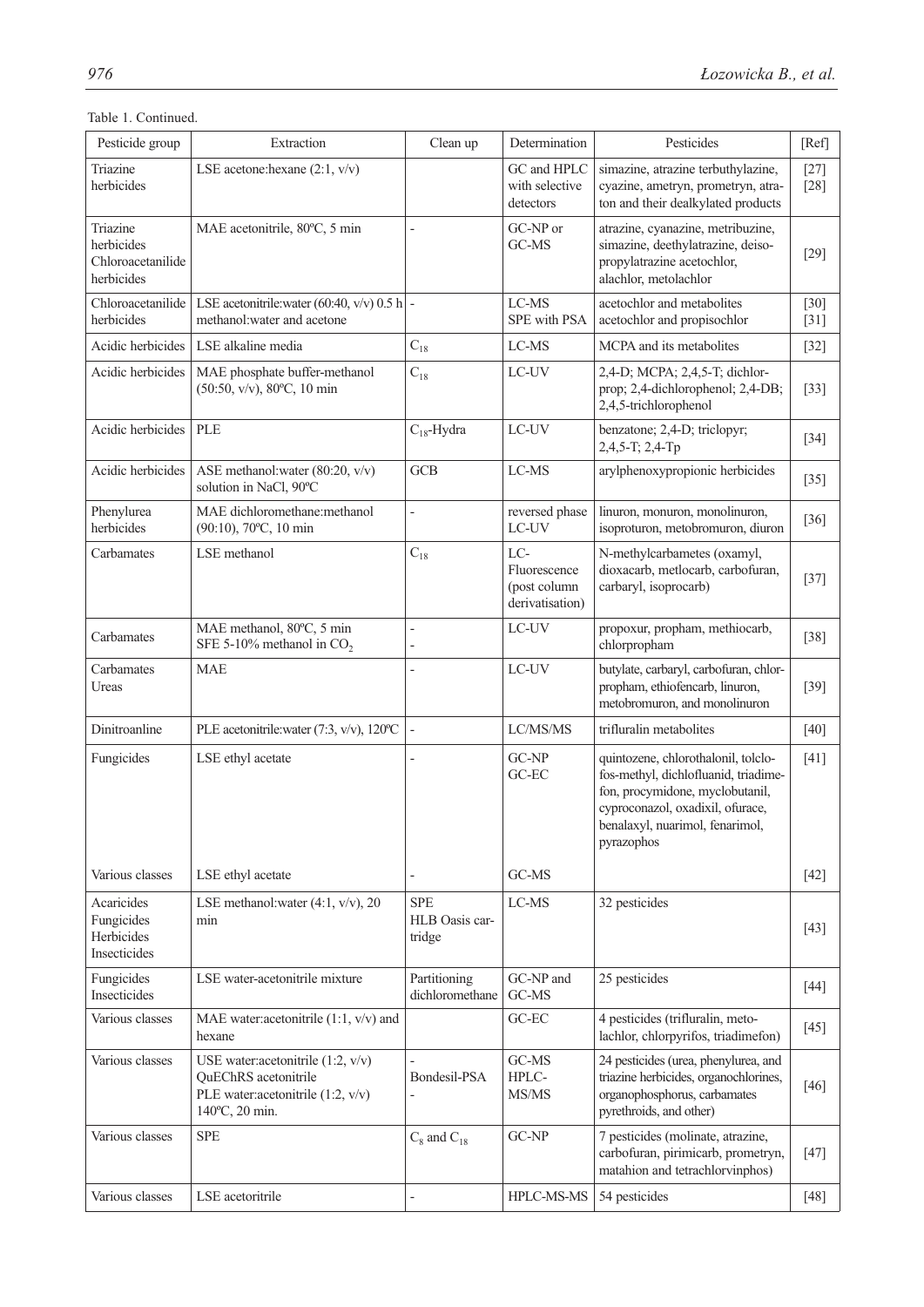Table 1. Continued.

| Pesticide group | Extraction | Clean up | Determination | Pesticides | [Ref] |
|---|---|---|---|---|---|
| Triazine herbicides | LSE acetone:hexane (2:1, v/v) | | GC and HPLC with selective detectors | simazine, atrazine terbuthylazine, cyazine, ametryn, prometryn, atraton and their dealkylated products | [27] [28] |
| Triazine herbicides Chloroacetanilide herbicides | MAE acetonitrile, 80ºC, 5 min | - | GC-NP or GC-MS | atrazine, cyanazine, metribuzine, simazine, deethylatrazine, deisopropylatrazine acetochlor, alachlor, metolachlor | [29] |
| Chloroacetanilide herbicides | LSE acetonitrile:water (60:40, v/v) 0.5 h methanol:water and acetone | - | LC-MS SPE with PSA | acetochlor and metabolites acetochlor and propisochlor | [30] [31] |
| Acidic herbicides | LSE alkaline media | $C_{18}$ | LC-MS | MCPA and its metabolites | [32] |
| Acidic herbicides | MAE phosphate buffer-methanol (50:50, v/v), 80ºC, 10 min | $C_{18}$ | LC-UV | 2,4-D; MCPA; 2,4,5-T; dichlorprop; 2,4-dichlorophenol; 2,4-DB; 2,4,5-trichlorophenol | [33] |
| Acidic herbicides | PLE | $C_{18}$-Hydra | LC-UV | benzatone; 2,4-D; triclopyr; 2,4,5-T; 2,4-Tp | [34] |
| Acidic herbicides | ASE methanol:water (80:20, v/v) solution in NaCl, 90ºC | GCB | LC-MS | arylphenoxypropionic herbicides | [35] |
| Phenylurea herbicides | MAE dichloromethane:methanol (90:10), 70ºC, 10 min | - | reversed phase LC-UV | linuron, monuron, monolinuron, isoproturon, metobromuron, diuron | [36] |
| Carbamates | LSE methanol | $C_{18}$ | LC-Fluorescence (post column derivatisation) | N-methylcarbametes (oxamyl, dioxacarb, metlocarb, carbofuran, carbaryl, isoprocarb) | [37] |
| Carbamates | MAE methanol, 80ºC, 5 min SFE 5-10% methanol in $CO_2$ | - - | LC-UV | propoxur, propham, methiocarb, chlorpropham | [38] |
| Carbamates Ureas | MAE | - | LC-UV | butylate, carbaryl, carbofuran, chlorpropham, ethiofencarb, linuron, metobromuron, and monolinuron | [39] |
| Dinitroanline | PLE acetonitrile:water (7:3, v/v), 120ºC | - | LC/MS/MS | trifluralin metabolites | [40] |
| Fungicides | LSE ethyl acetate | - | GC-NP GC-EC | quintozene, chlorothalonil, tolclofos-methyl, dichlofluanid, triadimefon, procymidone, myclobutanil, cyproconazol, oxadixil, ofurace, benalaxyl, nuarimol, fenarimol, pyrazophos | [41] |
| Various classes | LSE ethyl acetate | - | GC-MS | | [42] |
| Acaricides Fungicides Herbicides Insecticides | LSE methanol:water (4:1, v/v), 20 min | SPE HLB Oasis cartridge | LC-MS | 32 pesticides | [43] |
| Fungicides Insecticides | LSE water-acetonitrile mixture | Partitioning dichloromethane | GC-NP and GC-MS | 25 pesticides | [44] |
| Various classes | MAE water:acetonitrile (1:1, v/v) and hexane | | GC-EC | 4 pesticides (trifluralin, metolachlor, chlorpyrifos, triadimefon) | [45] |
| Various classes | USE water:acetonitrile (1:2, v/v) QuEChRS acetonitrile PLE water:acetonitrile (1:2, v/v) 140ºC, 20 min. | - Bondesil-PSA - | GC-MS HPLC-MS/MS | 24 pesticides (urea, phenylurea, and triazine herbicides, organochlorines, organophosphorus, carbamates pyrethroids, and other) | [46] |
| Various classes | SPE | $C_8$ and $C_{18}$ | GC-NP | 7 pesticides (molinate, atrazine, carbofuran, pirimicarb, prometryn, matahion and tetrachlorvinphos) | [47] |
| Various classes | LSE acetoritrile | - | HPLC-MS-MS | 54 pesticides | [48] |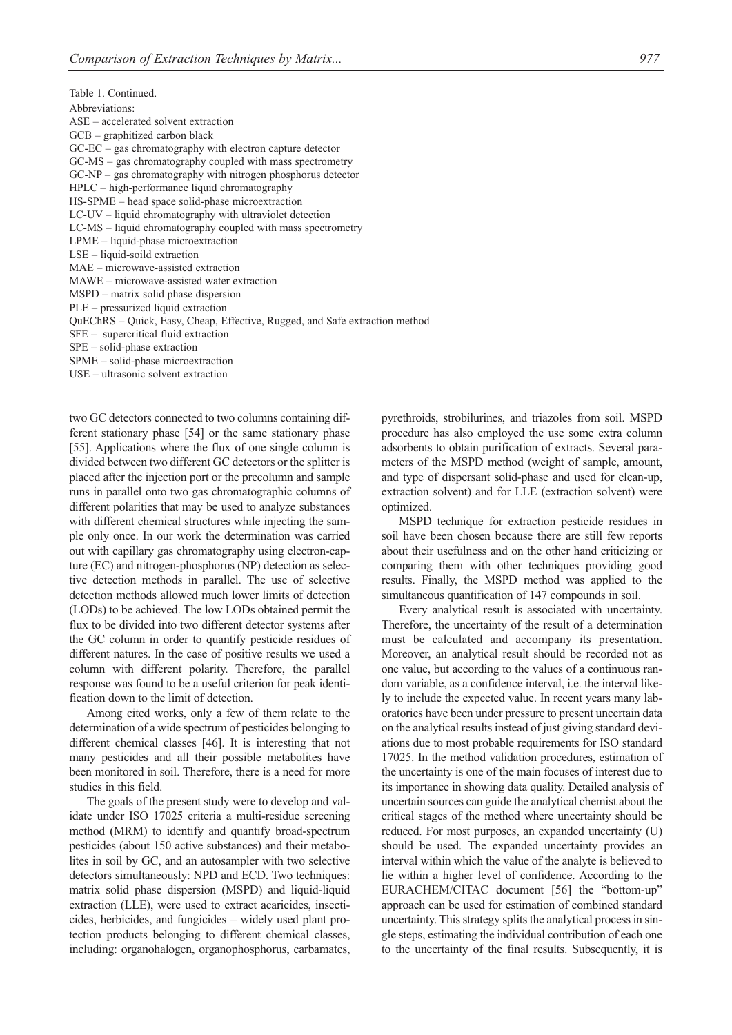Table 1. Continued.

Abbreviations:

ASE – accelerated solvent extraction
GCB – graphitized carbon black
GC-EC – gas chromatography with electron capture detector
GC-MS – gas chromatography coupled with mass spectrometry
GC-NP – gas chromatography with nitrogen phosphorus detector
HPLC – high-performance liquid chromatography
HS-SPME – head space solid-phase microextraction
LC-UV – liquid chromatography with ultraviolet detection
LC-MS – liquid chromatography coupled with mass spectrometry
LPME – liquid-phase microextraction
LSE – liquid-soild extraction
MAE – microwave-assisted extraction
MAWE – microwave-assisted water extraction
MSPD – matrix solid phase dispersion
PLE – pressurized liquid extraction
QuEChRS – Quick, Easy, Cheap, Effective, Rugged, and Safe extraction method
SFE – supercritical fluid extraction
SPE – solid-phase extraction
SPME – solid-phase microextraction
USE – ultrasonic solvent extraction

two GC detectors connected to two columns containing different stationary phase [54] or the same stationary phase [55]. Applications where the flux of one single column is divided between two different GC detectors or the splitter is placed after the injection port or the precolumn and sample runs in parallel onto two gas chromatographic columns of different polarities that may be used to analyze substances with different chemical structures while injecting the sample only once. In our work the determination was carried out with capillary gas chromatography using electron-capture (EC) and nitrogen-phosphorus (NP) detection as selective detection methods in parallel. The use of selective detection methods allowed much lower limits of detection (LODs) to be achieved. The low LODs obtained permit the flux to be divided into two different detector systems after the GC column in order to quantify pesticide residues of different natures. In the case of positive results we used a column with different polarity. Therefore, the parallel response was found to be a useful criterion for peak identification down to the limit of detection.

Among cited works, only a few of them relate to the determination of a wide spectrum of pesticides belonging to different chemical classes [46]. It is interesting that not many pesticides and all their possible metabolites have been monitored in soil. Therefore, there is a need for more studies in this field.

The goals of the present study were to develop and validate under ISO 17025 criteria a multi-residue screening method (MRM) to identify and quantify broad-spectrum pesticides (about 150 active substances) and their metabolites in soil by GC, and an autosampler with two selective detectors simultaneously: NPD and ECD. Two techniques: matrix solid phase dispersion (MSPD) and liquid-liquid extraction (LLE), were used to extract acaricides, insecticides, herbicides, and fungicides – widely used plant protection products belonging to different chemical classes, including: organohalogen, organophosphorus, carbamates, pyrethroids, strobilurines, and triazoles from soil. MSPD procedure has also employed the use some extra column adsorbents to obtain purification of extracts. Several parameters of the MSPD method (weight of sample, amount, and type of dispersant solid-phase and used for clean-up, extraction solvent) and for LLE (extraction solvent) were optimized.

MSPD technique for extraction pesticide residues in soil have been chosen because there are still few reports about their usefulness and on the other hand criticizing or comparing them with other techniques providing good results. Finally, the MSPD method was applied to the simultaneous quantification of 147 compounds in soil.

Every analytical result is associated with uncertainty. Therefore, the uncertainty of the result of a determination must be calculated and accompany its presentation. Moreover, an analytical result should be recorded not as one value, but according to the values of a continuous random variable, as a confidence interval, i.e. the interval likely to include the expected value. In recent years many laboratories have been under pressure to present uncertain data on the analytical results instead of just giving standard deviations due to most probable requirements for ISO standard 17025. In the method validation procedures, estimation of the uncertainty is one of the main focuses of interest due to its importance in showing data quality. Detailed analysis of uncertain sources can guide the analytical chemist about the critical stages of the method where uncertainty should be reduced. For most purposes, an expanded uncertainty (U) should be used. The expanded uncertainty provides an interval within which the value of the analyte is believed to lie within a higher level of confidence. According to the EURACHEM/CITAC document [56] the "bottom-up" approach can be used for estimation of combined standard uncertainty. This strategy splits the analytical process in single steps, estimating the individual contribution of each one to the uncertainty of the final results. Subsequently, it is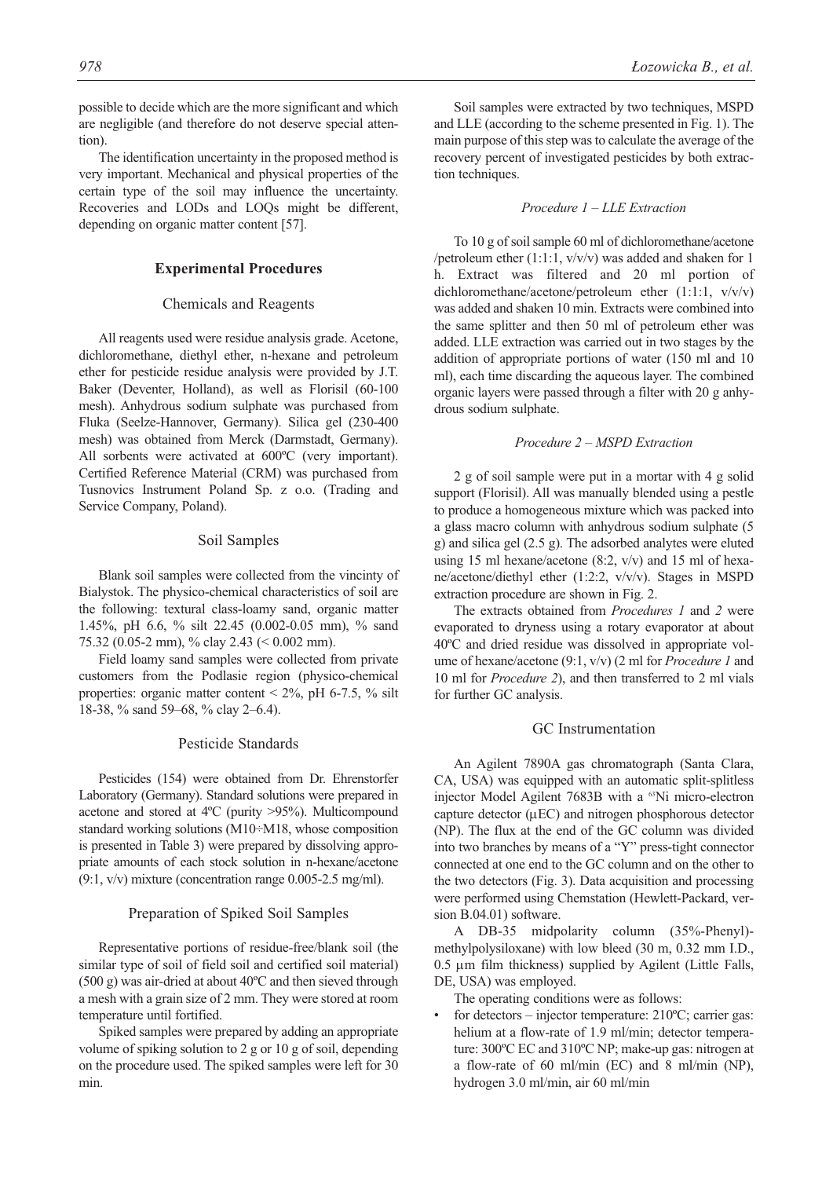possible to decide which are the more significant and which are negligible (and therefore do not deserve special attention).

The identification uncertainty in the proposed method is very important. Mechanical and physical properties of the certain type of the soil may influence the uncertainty. Recoveries and LODs and LOQs might be different, depending on organic matter content [57].

## Experimental Procedures

### Chemicals and Reagents

All reagents used were residue analysis grade. Acetone, dichloromethane, diethyl ether, n-hexane and petroleum ether for pesticide residue analysis were provided by J.T. Baker (Deventer, Holland), as well as Florisil (60-100 mesh). Anhydrous sodium sulphate was purchased from Fluka (Seelze-Hannover, Germany). Silica gel (230-400 mesh) was obtained from Merck (Darmstadt, Germany). All sorbents were activated at 600ºC (very important). Certified Reference Material (CRM) was purchased from Tusnovics Instrument Poland Sp. z o.o. (Trading and Service Company, Poland).

### Soil Samples

Blank soil samples were collected from the vincinty of Bialystok. The physico-chemical characteristics of soil are the following: textural class-loamy sand, organic matter 1.45%, pH 6.6, % silt 22.45 (0.002-0.05 mm), % sand 75.32 (0.05-2 mm), % clay 2.43 (< 0.002 mm).

Field loamy sand samples were collected from private customers from the Podlasie region (physico-chemical properties: organic matter content < 2%, pH 6-7.5, % silt 18-38, % sand 59–68, % clay 2–6.4).

### Pesticide Standards

Pesticides (154) were obtained from Dr. Ehrenstorfer Laboratory (Germany). Standard solutions were prepared in acetone and stored at 4ºC (purity >95%). Multicompound standard working solutions (M10÷M18, whose composition is presented in Table 3) were prepared by dissolving appropriate amounts of each stock solution in n-hexane/acetone (9:1, v/v) mixture (concentration range 0.005-2.5 mg/ml).

### Preparation of Spiked Soil Samples

Representative portions of residue-free/blank soil (the similar type of soil of field soil and certified soil material) (500 g) was air-dried at about 40ºC and then sieved through a mesh with a grain size of 2 mm. They were stored at room temperature until fortified.

Spiked samples were prepared by adding an appropriate volume of spiking solution to 2 g or 10 g of soil, depending on the procedure used. The spiked samples were left for 30 min.

Soil samples were extracted by two techniques, MSPD and LLE (according to the scheme presented in Fig. 1). The main purpose of this step was to calculate the average of the recovery percent of investigated pesticides by both extraction techniques.

#### *Procedure 1 – LLE Extraction*

To 10 g of soil sample 60 ml of dichloromethane/acetone /petroleum ether (1:1:1, v/v/v) was added and shaken for 1 h. Extract was filtered and 20 ml portion of dichloromethane/acetone/petroleum ether (1:1:1, v/v/v) was added and shaken 10 min. Extracts were combined into the same splitter and then 50 ml of petroleum ether was added. LLE extraction was carried out in two stages by the addition of appropriate portions of water (150 ml and 10 ml), each time discarding the aqueous layer. The combined organic layers were passed through a filter with 20 g anhydrous sodium sulphate.

#### *Procedure 2 – MSPD Extraction*

2 g of soil sample were put in a mortar with 4 g solid support (Florisil). All was manually blended using a pestle to produce a homogeneous mixture which was packed into a glass macro column with anhydrous sodium sulphate (5 g) and silica gel (2.5 g). The adsorbed analytes were eluted using 15 ml hexane/acetone (8:2, v/v) and 15 ml of hexane/acetone/diethyl ether (1:2:2, v/v/v). Stages in MSPD extraction procedure are shown in Fig. 2.

The extracts obtained from *Procedures 1* and *2* were evaporated to dryness using a rotary evaporator at about 40ºC and dried residue was dissolved in appropriate volume of hexane/acetone (9:1, v/v) (2 ml for *Procedure 1* and 10 ml for *Procedure 2*), and then transferred to 2 ml vials for further GC analysis.

### GC Instrumentation

An Agilent 7890A gas chromatograph (Santa Clara, CA, USA) was equipped with an automatic split-splitless injector Model Agilent 7683B with a $^{63}$Ni micro-electron capture detector (µEC) and nitrogen phosphorous detector (NP). The flux at the end of the GC column was divided into two branches by means of a "Y" press-tight connector connected at one end to the GC column and on the other to the two detectors (Fig. 3). Data acquisition and processing were performed using Chemstation (Hewlett-Packard, version B.04.01) software.

A DB-35 midpolarity column (35%-Phenyl)-methylpolysiloxane) with low bleed (30 m, 0.32 mm I.D., 0.5 µm film thickness) supplied by Agilent (Little Falls, DE, USA) was employed.

The operating conditions were as follows:

- for detectors – injector temperature: 210ºC; carrier gas: helium at a flow-rate of 1.9 ml/min; detector temperature: 300ºC EC and 310ºC NP; make-up gas: nitrogen at a flow-rate of 60 ml/min (EC) and 8 ml/min (NP), hydrogen 3.0 ml/min, air 60 ml/min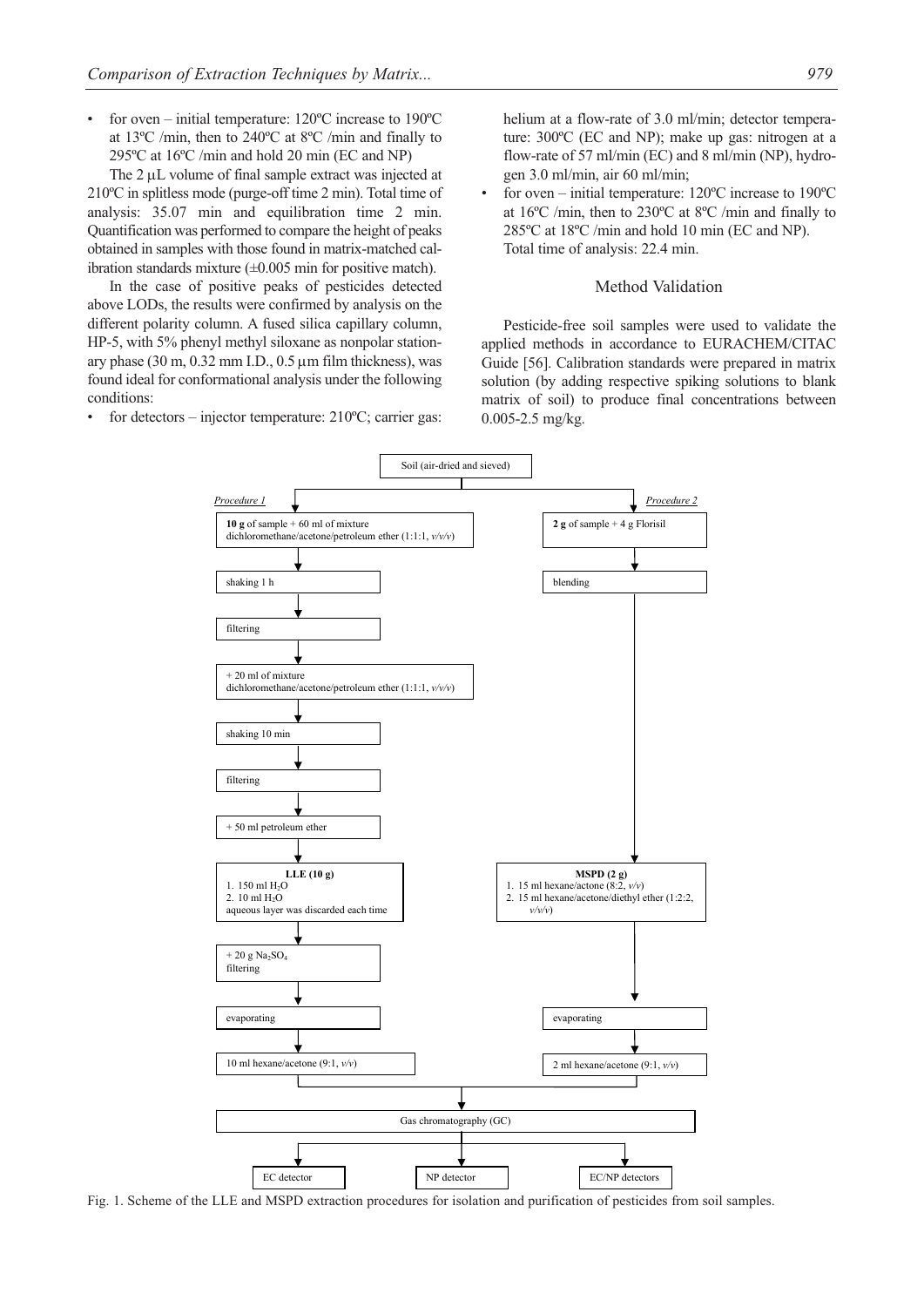- for oven – initial temperature: 120ºC increase to 190ºC at 13ºC /min, then to 240ºC at 8ºC /min and finally to 295ºC at 16ºC /min and hold 20 min (EC and NP)

The 2 μL volume of final sample extract was injected at 210ºC in splitless mode (purge-off time 2 min). Total time of analysis: 35.07 min and equilibration time 2 min. Quantification was performed to compare the height of peaks obtained in samples with those found in matrix-matched calibration standards mixture (±0.005 min for positive match).

In the case of positive peaks of pesticides detected above LODs, the results were confirmed by analysis on the different polarity column. A fused silica capillary column, HP-5, with 5% phenyl methyl siloxane as nonpolar stationary phase (30 m, 0.32 mm I.D., 0.5 μm film thickness), was found ideal for conformational analysis under the following conditions:

- for detectors – injector temperature: 210ºC; carrier gas: helium at a flow-rate of 3.0 ml/min; detector temperature: 300ºC (EC and NP); make up gas: nitrogen at a flow-rate of 57 ml/min (EC) and 8 ml/min (NP), hydrogen 3.0 ml/min, air 60 ml/min;
- for oven – initial temperature: 120ºC increase to 190ºC at 16ºC /min, then to 230ºC at 8ºC /min and finally to 285ºC at 18ºC /min and hold 10 min (EC and NP). Total time of analysis: 22.4 min.

## Method Validation

Pesticide-free soil samples were used to validate the applied methods in accordance to EURACHEM/CITAC Guide [56]. Calibration standards were prepared in matrix solution (by adding respective spiking solutions to blank matrix of soil) to produce final concentrations between 0.005-2.5 mg/kg.

Soil (air-dried and sieved)

*Procedure 1*
- **10 g** of sample + 60 ml of mixture dichloromethane/acetone/petroleum ether (1:1:1, *v/v/v*)
- shaking 1 h
- filtering
- + 20 ml of mixture dichloromethane/acetone/petroleum ether (1:1:1, *v/v/v*)
- shaking 10 min
- filtering
- + 50 ml petroleum ether
- **LLE (10 g)**
  1. 150 ml $H_2O$
  2. 10 ml $H_2O$
  aqueous layer was discarded each time
- + 20 g $Na_2SO_4$ filtering
- evaporating
- 10 ml hexane/acetone (9:1, *v/v*)

*Procedure 2*
- **2 g** of sample + 4 g Florisil
- blending
- **MSPD (2 g)**
  1. 15 ml hexane/actone (8:2, *v/v*)
  2. 15 ml hexane/acetone/diethyl ether (1:2:2, *v/v/v*)
- evaporating
- 2 ml hexane/acetone (9:1, *v/v*)

Gas chromatography (GC)

EC detector | NP detector | EC/NP detectors

Fig. 1. Scheme of the LLE and MSPD extraction procedures for isolation and purification of pesticides from soil samples.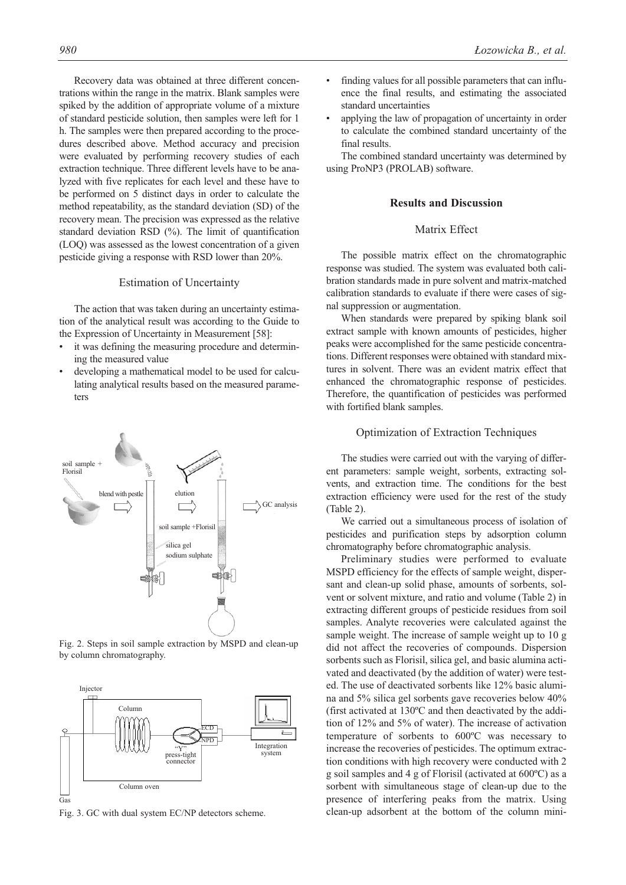Recovery data was obtained at three different concentrations within the range in the matrix. Blank samples were spiked by the addition of appropriate volume of a mixture of standard pesticide solution, then samples were left for 1 h. The samples were then prepared according to the procedures described above. Method accuracy and precision were evaluated by performing recovery studies of each extraction technique. Three different levels have to be analyzed with five replicates for each level and these have to be performed on 5 distinct days in order to calculate the method repeatability, as the standard deviation (SD) of the recovery mean. The precision was expressed as the relative standard deviation RSD (%). The limit of quantification (LOQ) was assessed as the lowest concentration of a given pesticide giving a response with RSD lower than 20%.

### Estimation of Uncertainty

The action that was taken during an uncertainty estimation of the analytical result was according to the Guide to the Expression of Uncertainty in Measurement [58]:

- it was defining the measuring procedure and determining the measured value
- developing a mathematical model to be used for calculating analytical results based on the measured parameters
- finding values for all possible parameters that can influence the final results, and estimating the associated standard uncertainties
- applying the law of propagation of uncertainty in order to calculate the combined standard uncertainty of the final results.

The combined standard uncertainty was determined by using ProNP3 (PROLAB) software.

Fig. 2. Steps in soil sample extraction by MSPD and clean-up by column chromatography.

Fig. 3. GC with dual system EC/NP detectors scheme.

## Results and Discussion

### Matrix Effect

The possible matrix effect on the chromatographic response was studied. The system was evaluated both calibration standards made in pure solvent and matrix-matched calibration standards to evaluate if there were cases of signal suppression or augmentation.

When standards were prepared by spiking blank soil extract sample with known amounts of pesticides, higher peaks were accomplished for the same pesticide concentrations. Different responses were obtained with standard mixtures in solvent. There was an evident matrix effect that enhanced the chromatographic response of pesticides. Therefore, the quantification of pesticides was performed with fortified blank samples.

### Optimization of Extraction Techniques

The studies were carried out with the varying of different parameters: sample weight, sorbents, extracting solvents, and extraction time. The conditions for the best extraction efficiency were used for the rest of the study (Table 2).

We carried out a simultaneous process of isolation of pesticides and purification steps by adsorption column chromatography before chromatographic analysis.

Preliminary studies were performed to evaluate MSPD efficiency for the effects of sample weight, dispersant and clean-up solid phase, amounts of sorbents, solvent or solvent mixture, and ratio and volume (Table 2) in extracting different groups of pesticide residues from soil samples. Analyte recoveries were calculated against the sample weight. The increase of sample weight up to 10 g did not affect the recoveries of compounds. Dispersion sorbents such as Florisil, silica gel, and basic alumina activated and deactivated (by the addition of water) were tested. The use of deactivated sorbents like 12% basic alumina and 5% silica gel sorbents gave recoveries below 40% (first activated at 130ºC and then deactivated by the addition of 12% and 5% of water). The increase of activation temperature of sorbents to 600ºC was necessary to increase the recoveries of pesticides. The optimum extraction conditions with high recovery were conducted with 2 g soil samples and 4 g of Florisil (activated at 600ºC) as a sorbent with simultaneous stage of clean-up due to the presence of interfering peaks from the matrix. Using clean-up adsorbent at the bottom of the column mini-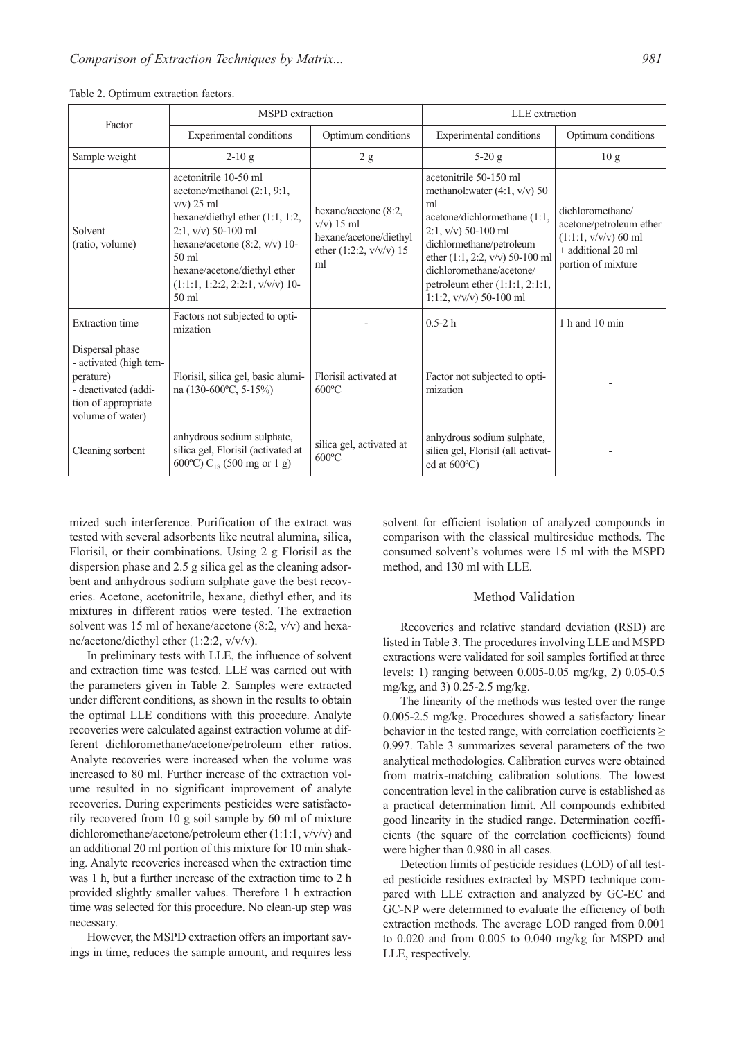Table 2. Optimum extraction factors.

| Factor | MSPD extraction | | LLE extraction | |
|---|---|---|---|---|
| | Experimental conditions | Optimum conditions | Experimental conditions | Optimum conditions |
| Sample weight | 2-10 g | 2 g | 5-20 g | 10 g |
| Solvent (ratio, volume) | acetonitrile 10-50 ml<br>acetone/methanol (2:1, 9:1, v/v) 25 ml<br>hexane/diethyl ether (1:1, 1:2, 2:1, v/v) 50-100 ml<br>hexane/acetone (8:2, v/v) 10-50 ml<br>hexane/acetone/diethyl ether (1:1:1, 1:2:2, 2:2:1, v/v/v) 10-50 ml | hexane/acetone (8:2, v/v) 15 ml<br>hexane/acetone/diethyl ether (1:2:2, v/v/v) 15 ml | acetonitrile 50-150 ml<br>methanol:water (4:1, v/v) 50 ml<br>acetone/dichlormethane (1:1, 2:1, v/v) 50-100 ml<br>dichlormethane/petroleum ether (1:1, 2:2, v/v) 50-100 ml<br>dichloromethane/acetone/petroleum ether (1:1:1, 2:1:1, 1:1:2, v/v/v) 50-100 ml | dichloromethane/acetone/petroleum ether (1:1:1, v/v/v) 60 ml + additional 20 ml portion of mixture |
| Extraction time | Factors not subjected to optimization | - | 0.5-2 h | 1 h and 10 min |
| Dispersal phase<br>- activated (high temperature)<br>- deactivated (addition of appropriate volume of water) | Florisil, silica gel, basic alumina (130-600ºC, 5-15%) | Florisil activated at 600ºC | Factor not subjected to optimization | - |
| Cleaning sorbent | anhydrous sodium sulphate, silica gel, Florisil (activated at 600ºC) $C_{18}$ (500 mg or 1 g) | silica gel, activated at 600ºC | anhydrous sodium sulphate, silica gel, Florisil (all activated at 600ºC) | - |

mized such interference. Purification of the extract was tested with several adsorbents like neutral alumina, silica, Florisil, or their combinations. Using 2 g Florisil as the dispersion phase and 2.5 g silica gel as the cleaning adsorbent and anhydrous sodium sulphate gave the best recoveries. Acetone, acetonitrile, hexane, diethyl ether, and its mixtures in different ratios were tested. The extraction solvent was 15 ml of hexane/acetone (8:2, v/v) and hexane/acetone/diethyl ether (1:2:2, v/v/v).

In preliminary tests with LLE, the influence of solvent and extraction time was tested. LLE was carried out with the parameters given in Table 2. Samples were extracted under different conditions, as shown in the results to obtain the optimal LLE conditions with this procedure. Analyte recoveries were calculated against extraction volume at different dichloromethane/acetone/petroleum ether ratios. Analyte recoveries were increased when the volume was increased to 80 ml. Further increase of the extraction volume resulted in no significant improvement of analyte recoveries. During experiments pesticides were satisfactorily recovered from 10 g soil sample by 60 ml of mixture dichloromethane/acetone/petroleum ether (1:1:1, v/v/v) and an additional 20 ml portion of this mixture for 10 min shaking. Analyte recoveries increased when the extraction time was 1 h, but a further increase of the extraction time to 2 h provided slightly smaller values. Therefore 1 h extraction time was selected for this procedure. No clean-up step was necessary.

However, the MSPD extraction offers an important savings in time, reduces the sample amount, and requires less solvent for efficient isolation of analyzed compounds in comparison with the classical multiresidue methods. The consumed solvent's volumes were 15 ml with the MSPD method, and 130 ml with LLE.

## Method Validation

Recoveries and relative standard deviation (RSD) are listed in Table 3. The procedures involving LLE and MSPD extractions were validated for soil samples fortified at three levels: 1) ranging between 0.005-0.05 mg/kg, 2) 0.05-0.5 mg/kg, and 3) 0.25-2.5 mg/kg.

The linearity of the methods was tested over the range 0.005-2.5 mg/kg. Procedures showed a satisfactory linear behavior in the tested range, with correlation coefficients ≥ 0.997. Table 3 summarizes several parameters of the two analytical methodologies. Calibration curves were obtained from matrix-matching calibration solutions. The lowest concentration level in the calibration curve is established as a practical determination limit. All compounds exhibited good linearity in the studied range. Determination coefficients (the square of the correlation coefficients) found were higher than 0.980 in all cases.

Detection limits of pesticide residues (LOD) of all tested pesticide residues extracted by MSPD technique compared with LLE extraction and analyzed by GC-EC and GC-NP were determined to evaluate the efficiency of both extraction methods. The average LOD ranged from 0.001 to 0.020 and from 0.005 to 0.040 mg/kg for MSPD and LLE, respectively.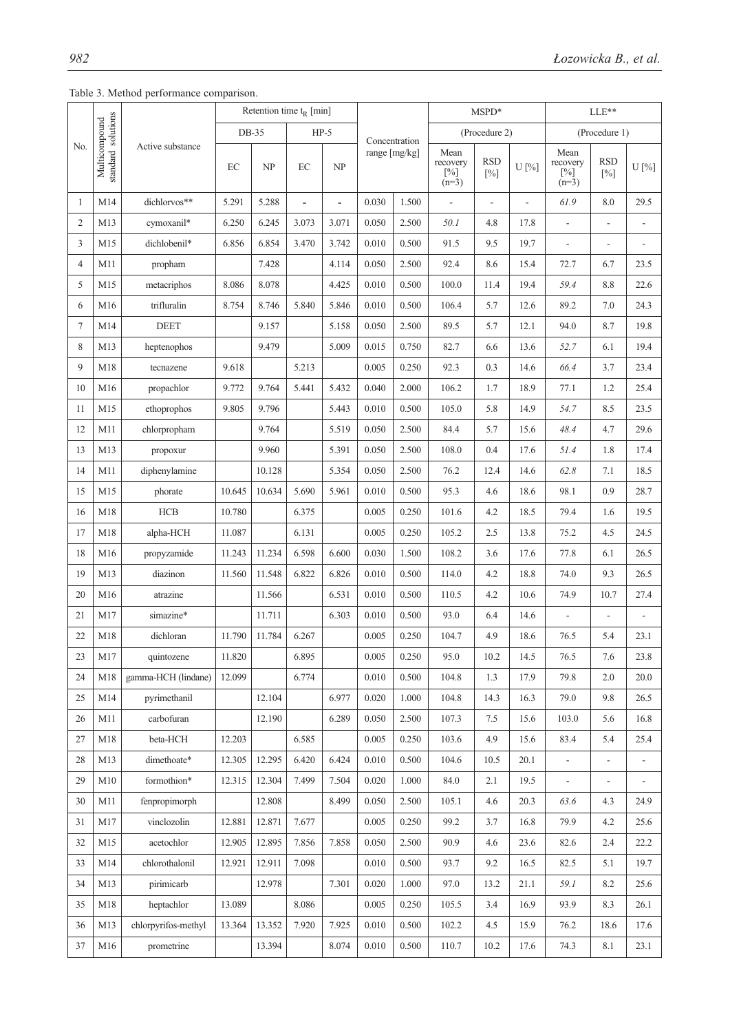Table 3. Method performance comparison.

| No. | Multicompound standard solutions | Active substance | Retention time $t_R$ [min] | | | | Concentration range [mg/kg] | | MSPD* | | | LLE** | | |
|---|---|---|---|---|---|---|---|---|---|---|---|---|---|---|
| | | | DB-35 | | HP-5 | | | | (Procedure 2) | | | (Procedure 1) | | |
| | | | EC | NP | EC | NP | | | Mean recovery [%] (n=3) | RSD [%] | U [%] | Mean recovery [%] (n=3) | RSD [%] | U [%] |
| 1 | M14 | dichlorvos** | 5.291 | 5.288 | - | - | 0.030 | 1.500 | - | - | - | *61.9* | 8.0 | 29.5 |
| 2 | M13 | cymoxanil* | 6.250 | 6.245 | 3.073 | 3.071 | 0.050 | 2.500 | *50.1* | 4.8 | 17.8 | - | - | - |
| 3 | M15 | dichlobenil* | 6.856 | 6.854 | 3.470 | 3.742 | 0.010 | 0.500 | 91.5 | 9.5 | 19.7 | - | - | - |
| 4 | M11 | propham | | 7.428 | | 4.114 | 0.050 | 2.500 | 92.4 | 8.6 | 15.4 | 72.7 | 6.7 | 23.5 |
| 5 | M15 | metacriphos | 8.086 | 8.078 | | 4.425 | 0.010 | 0.500 | 100.0 | 11.4 | 19.4 | *59.4* | 8.8 | 22.6 |
| 6 | M16 | trifluralin | 8.754 | 8.746 | 5.840 | 5.846 | 0.010 | 0.500 | 106.4 | 5.7 | 12.6 | 89.2 | 7.0 | 24.3 |
| 7 | M14 | DEET | | 9.157 | | 5.158 | 0.050 | 2.500 | 89.5 | 5.7 | 12.1 | 94.0 | 8.7 | 19.8 |
| 8 | M13 | heptenophos | | 9.479 | | 5.009 | 0.015 | 0.750 | 82.7 | 6.6 | 13.6 | *52.7* | 6.1 | 19.4 |
| 9 | M18 | tecnazene | 9.618 | | 5.213 | | 0.005 | 0.250 | 92.3 | 0.3 | 14.6 | *66.4* | 3.7 | 23.4 |
| 10 | M16 | propachlor | 9.772 | 9.764 | 5.441 | 5.432 | 0.040 | 2.000 | 106.2 | 1.7 | 18.9 | 77.1 | 1.2 | 25.4 |
| 11 | M15 | ethoprophos | 9.805 | 9.796 | | 5.443 | 0.010 | 0.500 | 105.0 | 5.8 | 14.9 | *54.7* | 8.5 | 23.5 |
| 12 | M11 | chlorpropham | | 9.764 | | 5.519 | 0.050 | 2.500 | 84.4 | 5.7 | 15.6 | *48.4* | 4.7 | 29.6 |
| 13 | M13 | propoxur | | 9.960 | | 5.391 | 0.050 | 2.500 | 108.0 | 0.4 | 17.6 | *51.4* | 1.8 | 17.4 |
| 14 | M11 | diphenylamine | | 10.128 | | 5.354 | 0.050 | 2.500 | 76.2 | 12.4 | 14.6 | *62.8* | 7.1 | 18.5 |
| 15 | M15 | phorate | 10.645 | 10.634 | 5.690 | 5.961 | 0.010 | 0.500 | 95.3 | 4.6 | 18.6 | 98.1 | 0.9 | 28.7 |
| 16 | M18 | HCB | 10.780 | | 6.375 | | 0.005 | 0.250 | 101.6 | 4.2 | 18.5 | 79.4 | 1.6 | 19.5 |
| 17 | M18 | alpha-HCH | 11.087 | | 6.131 | | 0.005 | 0.250 | 105.2 | 2.5 | 13.8 | 75.2 | 4.5 | 24.5 |
| 18 | M16 | propyzamide | 11.243 | 11.234 | 6.598 | 6.600 | 0.030 | 1.500 | 108.2 | 3.6 | 17.6 | 77.8 | 6.1 | 26.5 |
| 19 | M13 | diazinon | 11.560 | 11.548 | 6.822 | 6.826 | 0.010 | 0.500 | 114.0 | 4.2 | 18.8 | 74.0 | 9.3 | 26.5 |
| 20 | M16 | atrazine | | 11.566 | | 6.531 | 0.010 | 0.500 | 110.5 | 4.2 | 10.6 | 74.9 | 10.7 | 27.4 |
| 21 | M17 | simazine* | | 11.711 | | 6.303 | 0.010 | 0.500 | 93.0 | 6.4 | 14.6 | - | - | - |
| 22 | M18 | dichloran | 11.790 | 11.784 | 6.267 | | 0.005 | 0.250 | 104.7 | 4.9 | 18.6 | 76.5 | 5.4 | 23.1 |
| 23 | M17 | quintozene | 11.820 | | 6.895 | | 0.005 | 0.250 | 95.0 | 10.2 | 14.5 | 76.5 | 7.6 | 23.8 |
| 24 | M18 | gamma-HCH (lindane) | 12.099 | | 6.774 | | 0.010 | 0.500 | 104.8 | 1.3 | 17.9 | 79.8 | 2.0 | 20.0 |
| 25 | M14 | pyrimethanil | | 12.104 | | 6.977 | 0.020 | 1.000 | 104.8 | 14.3 | 16.3 | 79.0 | 9.8 | 26.5 |
| 26 | M11 | carbofuran | | 12.190 | | 6.289 | 0.050 | 2.500 | 107.3 | 7.5 | 15.6 | 103.0 | 5.6 | 16.8 |
| 27 | M18 | beta-HCH | 12.203 | | 6.585 | | 0.005 | 0.250 | 103.6 | 4.9 | 15.6 | 83.4 | 5.4 | 25.4 |
| 28 | M13 | dimethoate* | 12.305 | 12.295 | 6.420 | 6.424 | 0.010 | 0.500 | 104.6 | 10.5 | 20.1 | - | - | - |
| 29 | M10 | formothion* | 12.315 | 12.304 | 7.499 | 7.504 | 0.020 | 1.000 | 84.0 | 2.1 | 19.5 | - | - | - |
| 30 | M11 | fenpropimorph | | 12.808 | | 8.499 | 0.050 | 2.500 | 105.1 | 4.6 | 20.3 | *63.6* | 4.3 | 24.9 |
| 31 | M17 | vinclozolin | 12.881 | 12.871 | 7.677 | | 0.005 | 0.250 | 99.2 | 3.7 | 16.8 | 79.9 | 4.2 | 25.6 |
| 32 | M15 | acetochlor | 12.905 | 12.895 | 7.856 | 7.858 | 0.050 | 2.500 | 90.9 | 4.6 | 23.6 | 82.6 | 2.4 | 22.2 |
| 33 | M14 | chlorothalonil | 12.921 | 12.911 | 7.098 | | 0.010 | 0.500 | 93.7 | 9.2 | 16.5 | 82.5 | 5.1 | 19.7 |
| 34 | M13 | pirimicarb | | 12.978 | | 7.301 | 0.020 | 1.000 | 97.0 | 13.2 | 21.1 | *59.1* | 8.2 | 25.6 |
| 35 | M18 | heptachlor | 13.089 | | 8.086 | | 0.005 | 0.250 | 105.5 | 3.4 | 16.9 | 93.9 | 8.3 | 26.1 |
| 36 | M13 | chlorpyrifos-methyl | 13.364 | 13.352 | 7.920 | 7.925 | 0.010 | 0.500 | 102.2 | 4.5 | 15.9 | 76.2 | 18.6 | 17.6 |
| 37 | M16 | prometrine | | 13.394 | | 8.074 | 0.010 | 0.500 | 110.7 | 10.2 | 17.6 | 74.3 | 8.1 | 23.1 |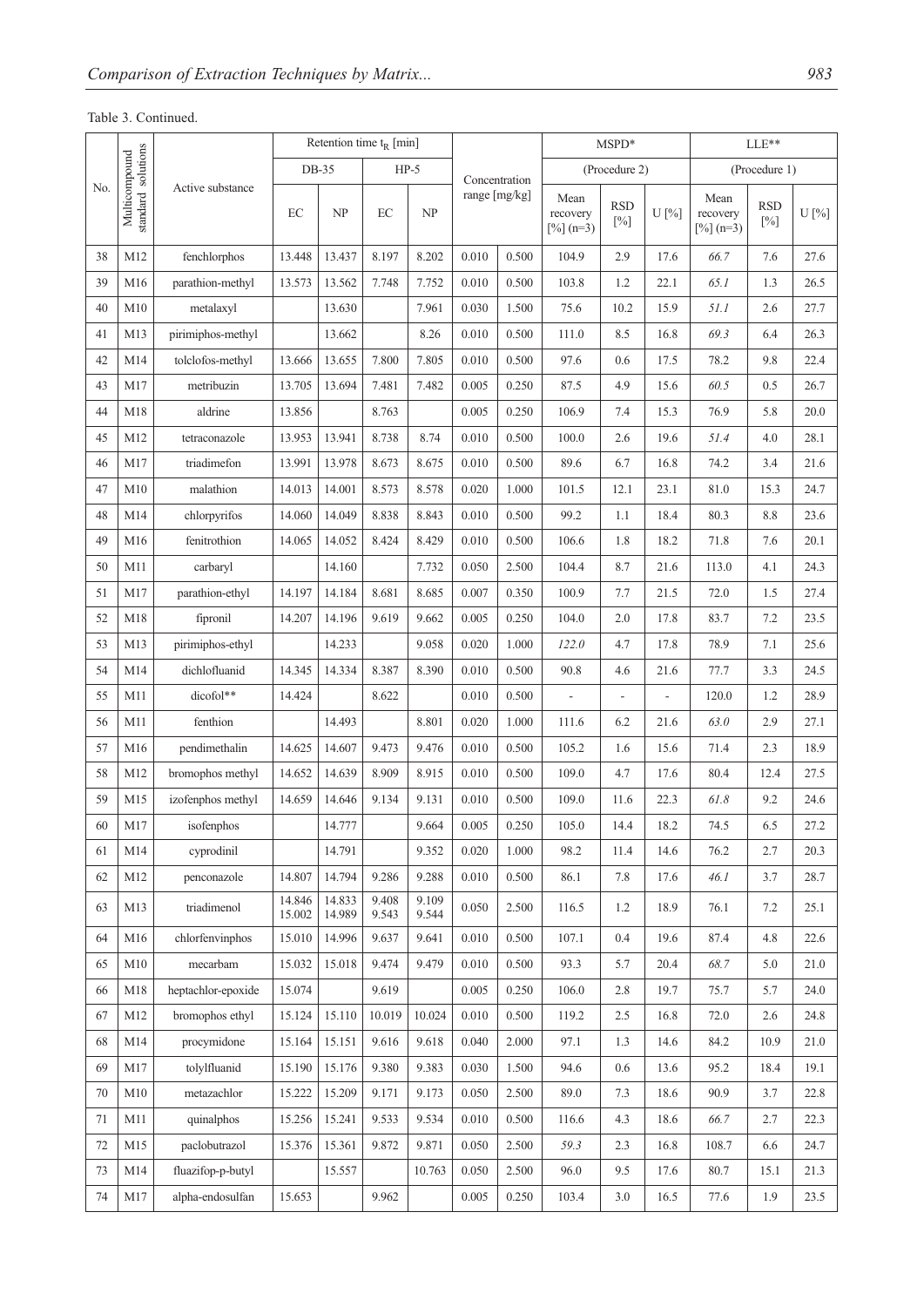Table 3. Continued.

| No. | Multicompound standard solutions | Active substance | Retention time $t_R$ [min] | | | | Concentration range [mg/kg] | | MSPD* (Procedure 2) | | | LLE** (Procedure 1) | | |
|---|---|---|---|---|---|---|---|---|---|---|---|---|---|---|
| | | | DB-35 | | HP-5 | | | | | | | | | |
| | | | EC | NP | EC | NP | | | Mean recovery [%] (n=3) | RSD [%] | U [%] | Mean recovery [%] (n=3) | RSD [%] | U [%] |
| 38 | M12 | fenchlorphos | 13.448 | 13.437 | 8.197 | 8.202 | 0.010 | 0.500 | 104.9 | 2.9 | 17.6 | *66.7* | 7.6 | 27.6 |
| 39 | M16 | parathion-methyl | 13.573 | 13.562 | 7.748 | 7.752 | 0.010 | 0.500 | 103.8 | 1.2 | 22.1 | *65.1* | 1.3 | 26.5 |
| 40 | M10 | metalaxyl | | 13.630 | | 7.961 | 0.030 | 1.500 | 75.6 | 10.2 | 15.9 | *51.1* | 2.6 | 27.7 |
| 41 | M13 | pirimiphos-methyl | | 13.662 | | 8.26 | 0.010 | 0.500 | 111.0 | 8.5 | 16.8 | *69.3* | 6.4 | 26.3 |
| 42 | M14 | tolclofos-methyl | 13.666 | 13.655 | 7.800 | 7.805 | 0.010 | 0.500 | 97.6 | 0.6 | 17.5 | 78.2 | 9.8 | 22.4 |
| 43 | M17 | metribuzin | 13.705 | 13.694 | 7.481 | 7.482 | 0.005 | 0.250 | 87.5 | 4.9 | 15.6 | *60.5* | 0.5 | 26.7 |
| 44 | M18 | aldrine | 13.856 | | 8.763 | | 0.005 | 0.250 | 106.9 | 7.4 | 15.3 | 76.9 | 5.8 | 20.0 |
| 45 | M12 | tetraconazole | 13.953 | 13.941 | 8.738 | 8.74 | 0.010 | 0.500 | 100.0 | 2.6 | 19.6 | *51.4* | 4.0 | 28.1 |
| 46 | M17 | triadimefon | 13.991 | 13.978 | 8.673 | 8.675 | 0.010 | 0.500 | 89.6 | 6.7 | 16.8 | 74.2 | 3.4 | 21.6 |
| 47 | M10 | malathion | 14.013 | 14.001 | 8.573 | 8.578 | 0.020 | 1.000 | 101.5 | 12.1 | 23.1 | 81.0 | 15.3 | 24.7 |
| 48 | M14 | chlorpyrifos | 14.060 | 14.049 | 8.838 | 8.843 | 0.010 | 0.500 | 99.2 | 1.1 | 18.4 | 80.3 | 8.8 | 23.6 |
| 49 | M16 | fenitrothion | 14.065 | 14.052 | 8.424 | 8.429 | 0.010 | 0.500 | 106.6 | 1.8 | 18.2 | 71.8 | 7.6 | 20.1 |
| 50 | M11 | carbaryl | | 14.160 | | 7.732 | 0.050 | 2.500 | 104.4 | 8.7 | 21.6 | 113.0 | 4.1 | 24.3 |
| 51 | M17 | parathion-ethyl | 14.197 | 14.184 | 8.681 | 8.685 | 0.007 | 0.350 | 100.9 | 7.7 | 21.5 | 72.0 | 1.5 | 27.4 |
| 52 | M18 | fipronil | 14.207 | 14.196 | 9.619 | 9.662 | 0.005 | 0.250 | 104.0 | 2.0 | 17.8 | 83.7 | 7.2 | 23.5 |
| 53 | M13 | pirimiphos-ethyl | | 14.233 | | 9.058 | 0.020 | 1.000 | *122.0* | 4.7 | 17.8 | 78.9 | 7.1 | 25.6 |
| 54 | M14 | dichlofluanid | 14.345 | 14.334 | 8.387 | 8.390 | 0.010 | 0.500 | 90.8 | 4.6 | 21.6 | 77.7 | 3.3 | 24.5 |
| 55 | M11 | dicofol** | 14.424 | | 8.622 | | 0.010 | 0.500 | - | - | - | 120.0 | 1.2 | 28.9 |
| 56 | M11 | fenthion | | 14.493 | | 8.801 | 0.020 | 1.000 | 111.6 | 6.2 | 21.6 | *63.0* | 2.9 | 27.1 |
| 57 | M16 | pendimethalin | 14.625 | 14.607 | 9.473 | 9.476 | 0.010 | 0.500 | 105.2 | 1.6 | 15.6 | 71.4 | 2.3 | 18.9 |
| 58 | M12 | bromophos methyl | 14.652 | 14.639 | 8.909 | 8.915 | 0.010 | 0.500 | 109.0 | 4.7 | 17.6 | 80.4 | 12.4 | 27.5 |
| 59 | M15 | izofenphos methyl | 14.659 | 14.646 | 9.134 | 9.131 | 0.010 | 0.500 | 109.0 | 11.6 | 22.3 | *61.8* | 9.2 | 24.6 |
| 60 | M17 | isofenphos | | 14.777 | | 9.664 | 0.005 | 0.250 | 105.0 | 14.4 | 18.2 | 74.5 | 6.5 | 27.2 |
| 61 | M14 | cyprodinil | | 14.791 | | 9.352 | 0.020 | 1.000 | 98.2 | 11.4 | 14.6 | 76.2 | 2.7 | 20.3 |
| 62 | M12 | penconazole | 14.807 | 14.794 | 9.286 | 9.288 | 0.010 | 0.500 | 86.1 | 7.8 | 17.6 | *46.1* | 3.7 | 28.7 |
| 63 | M13 | triadimenol | 14.846 15.002 | 14.833 14.989 | 9.408 9.543 | 9.109 9.544 | 0.050 | 2.500 | 116.5 | 1.2 | 18.9 | 76.1 | 7.2 | 25.1 |
| 64 | M16 | chlorfenvinphos | 15.010 | 14.996 | 9.637 | 9.641 | 0.010 | 0.500 | 107.1 | 0.4 | 19.6 | 87.4 | 4.8 | 22.6 |
| 65 | M10 | mecarbam | 15.032 | 15.018 | 9.474 | 9.479 | 0.010 | 0.500 | 93.3 | 5.7 | 20.4 | *68.7* | 5.0 | 21.0 |
| 66 | M18 | heptachlor-epoxide | 15.074 | | 9.619 | | 0.005 | 0.250 | 106.0 | 2.8 | 19.7 | 75.7 | 5.7 | 24.0 |
| 67 | M12 | bromophos ethyl | 15.124 | 15.110 | 10.019 | 10.024 | 0.010 | 0.500 | 119.2 | 2.5 | 16.8 | 72.0 | 2.6 | 24.8 |
| 68 | M14 | procymidone | 15.164 | 15.151 | 9.616 | 9.618 | 0.040 | 2.000 | 97.1 | 1.3 | 14.6 | 84.2 | 10.9 | 21.0 |
| 69 | M17 | tolylfluanid | 15.190 | 15.176 | 9.380 | 9.383 | 0.030 | 1.500 | 94.6 | 0.6 | 13.6 | 95.2 | 18.4 | 19.1 |
| 70 | M10 | metazachlor | 15.222 | 15.209 | 9.171 | 9.173 | 0.050 | 2.500 | 89.0 | 7.3 | 18.6 | 90.9 | 3.7 | 22.8 |
| 71 | M11 | quinalphos | 15.256 | 15.241 | 9.533 | 9.534 | 0.010 | 0.500 | 116.6 | 4.3 | 18.6 | *66.7* | 2.7 | 22.3 |
| 72 | M15 | paclobutrazol | 15.376 | 15.361 | 9.872 | 9.871 | 0.050 | 2.500 | *59.3* | 2.3 | 16.8 | 108.7 | 6.6 | 24.7 |
| 73 | M14 | fluazifop-p-butyl | | 15.557 | | 10.763 | 0.050 | 2.500 | 96.0 | 9.5 | 17.6 | 80.7 | 15.1 | 21.3 |
| 74 | M17 | alpha-endosulfan | 15.653 | | 9.962 | | 0.005 | 0.250 | 103.4 | 3.0 | 16.5 | 77.6 | 1.9 | 23.5 |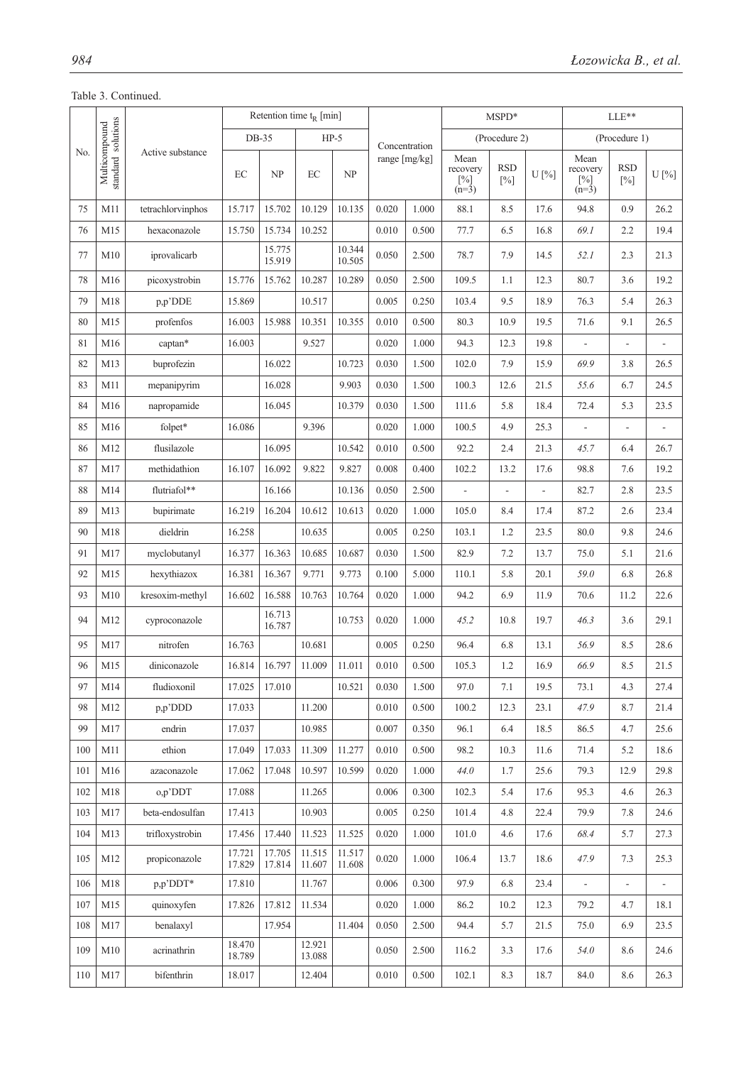Table 3. Continued.

| No. | Multicompound standard solutions | Active substance | Retention time $t_R$ [min] | | | | Concentration range [mg/kg] | | MSPD* (Procedure 2) | | | LLE** (Procedure 1) | | |
|---|---|---|---|---|---|---|---|---|---|---|---|---|---|---|
| | | | DB-35 | | HP-5 | | | | Mean recovery [%] (n=3) | RSD [%] | U [%] | Mean recovery [%] (n=3) | RSD [%] | U [%] |
| | | | EC | NP | EC | NP | | | | | | | | |
| 75 | M11 | tetrachlorvinphos | 15.717 | 15.702 | 10.129 | 10.135 | 0.020 | 1.000 | 88.1 | 8.5 | 17.6 | 94.8 | 0.9 | 26.2 |
| 76 | M15 | hexaconazole | 15.750 | 15.734 | 10.252 | | 0.010 | 0.500 | 77.7 | 6.5 | 16.8 | *69.1* | 2.2 | 19.4 |
| 77 | M10 | iprovalicarb | | 15.775 15.919 | | 10.344 10.505 | 0.050 | 2.500 | 78.7 | 7.9 | 14.5 | *52.1* | 2.3 | 21.3 |
| 78 | M16 | picoxystrobin | 15.776 | 15.762 | 10.287 | 10.289 | 0.050 | 2.500 | 109.5 | 1.1 | 12.3 | 80.7 | 3.6 | 19.2 |
| 79 | M18 | p,p'DDE | 15.869 | | 10.517 | | 0.005 | 0.250 | 103.4 | 9.5 | 18.9 | 76.3 | 5.4 | 26.3 |
| 80 | M15 | profenfos | 16.003 | 15.988 | 10.351 | 10.355 | 0.010 | 0.500 | 80.3 | 10.9 | 19.5 | 71.6 | 9.1 | 26.5 |
| 81 | M16 | captan* | 16.003 | | 9.527 | | 0.020 | 1.000 | 94.3 | 12.3 | 19.8 | - | - | - |
| 82 | M13 | buprofezin | | 16.022 | | 10.723 | 0.030 | 1.500 | 102.0 | 7.9 | 15.9 | *69.9* | 3.8 | 26.5 |
| 83 | M11 | mepanipyrim | | 16.028 | | 9.903 | 0.030 | 1.500 | 100.3 | 12.6 | 21.5 | *55.6* | 6.7 | 24.5 |
| 84 | M16 | napropamide | | 16.045 | | 10.379 | 0.030 | 1.500 | 111.6 | 5.8 | 18.4 | 72.4 | 5.3 | 23.5 |
| 85 | M16 | folpet* | 16.086 | | 9.396 | | 0.020 | 1.000 | 100.5 | 4.9 | 25.3 | - | - | - |
| 86 | M12 | flusilazole | | 16.095 | | 10.542 | 0.010 | 0.500 | 92.2 | 2.4 | 21.3 | *45.7* | 6.4 | 26.7 |
| 87 | M17 | methidathion | 16.107 | 16.092 | 9.822 | 9.827 | 0.008 | 0.400 | 102.2 | 13.2 | 17.6 | 98.8 | 7.6 | 19.2 |
| 88 | M14 | flutriafol** | | 16.166 | | 10.136 | 0.050 | 2.500 | - | - | - | 82.7 | 2.8 | 23.5 |
| 89 | M13 | bupirimate | 16.219 | 16.204 | 10.612 | 10.613 | 0.020 | 1.000 | 105.0 | 8.4 | 17.4 | 87.2 | 2.6 | 23.4 |
| 90 | M18 | dieldrin | 16.258 | | 10.635 | | 0.005 | 0.250 | 103.1 | 1.2 | 23.5 | 80.0 | 9.8 | 24.6 |
| 91 | M17 | myclobutanyl | 16.377 | 16.363 | 10.685 | 10.687 | 0.030 | 1.500 | 82.9 | 7.2 | 13.7 | 75.0 | 5.1 | 21.6 |
| 92 | M15 | hexythiazox | 16.381 | 16.367 | 9.771 | 9.773 | 0.100 | 5.000 | 110.1 | 5.8 | 20.1 | *59.0* | 6.8 | 26.8 |
| 93 | M10 | kresoxim-methyl | 16.602 | 16.588 | 10.763 | 10.764 | 0.020 | 1.000 | 94.2 | 6.9 | 11.9 | 70.6 | 11.2 | 22.6 |
| 94 | M12 | cyproconazole | | 16.713 16.787 | | 10.753 | 0.020 | 1.000 | *45.2* | 10.8 | 19.7 | *46.3* | 3.6 | 29.1 |
| 95 | M17 | nitrofen | 16.763 | | 10.681 | | 0.005 | 0.250 | 96.4 | 6.8 | 13.1 | *56.9* | 8.5 | 28.6 |
| 96 | M15 | diniconazole | 16.814 | 16.797 | 11.009 | 11.011 | 0.010 | 0.500 | 105.3 | 1.2 | 16.9 | *66.9* | 8.5 | 21.5 |
| 97 | M14 | fludioxonil | 17.025 | 17.010 | | 10.521 | 0.030 | 1.500 | 97.0 | 7.1 | 19.5 | 73.1 | 4.3 | 27.4 |
| 98 | M12 | p,p'DDD | 17.033 | | 11.200 | | 0.010 | 0.500 | 100.2 | 12.3 | 23.1 | *47.9* | 8.7 | 21.4 |
| 99 | M17 | endrin | 17.037 | | 10.985 | | 0.007 | 0.350 | 96.1 | 6.4 | 18.5 | 86.5 | 4.7 | 25.6 |
| 100 | M11 | ethion | 17.049 | 17.033 | 11.309 | 11.277 | 0.010 | 0.500 | 98.2 | 10.3 | 11.6 | 71.4 | 5.2 | 18.6 |
| 101 | M16 | azaconazole | 17.062 | 17.048 | 10.597 | 10.599 | 0.020 | 1.000 | *44.0* | 1.7 | 25.6 | 79.3 | 12.9 | 29.8 |
| 102 | M18 | o,p'DDT | 17.088 | | 11.265 | | 0.006 | 0.300 | 102.3 | 5.4 | 17.6 | 95.3 | 4.6 | 26.3 |
| 103 | M17 | beta-endosulfan | 17.413 | | 10.903 | | 0.005 | 0.250 | 101.4 | 4.8 | 22.4 | 79.9 | 7.8 | 24.6 |
| 104 | M13 | trifloxystrobin | 17.456 | 17.440 | 11.523 | 11.525 | 0.020 | 1.000 | 101.0 | 4.6 | 17.6 | *68.4* | 5.7 | 27.3 |
| 105 | M12 | propiconazole | 17.721 17.829 | 17.705 17.814 | 11.515 11.607 | 11.517 11.608 | 0.020 | 1.000 | 106.4 | 13.7 | 18.6 | *47.9* | 7.3 | 25.3 |
| 106 | M18 | p,p'DDT* | 17.810 | | 11.767 | | 0.006 | 0.300 | 97.9 | 6.8 | 23.4 | - | - | - |
| 107 | M15 | quinoxyfen | 17.826 | 17.812 | 11.534 | | 0.020 | 1.000 | 86.2 | 10.2 | 12.3 | 79.2 | 4.7 | 18.1 |
| 108 | M17 | benalaxyl | | 17.954 | | 11.404 | 0.050 | 2.500 | 94.4 | 5.7 | 21.5 | 75.0 | 6.9 | 23.5 |
| 109 | M10 | acrinathrin | 18.470 18.789 | | 12.921 13.088 | | 0.050 | 2.500 | 116.2 | 3.3 | 17.6 | *54.0* | 8.6 | 24.6 |
| 110 | M17 | bifenthrin | 18.017 | | 12.404 | | 0.010 | 0.500 | 102.1 | 8.3 | 18.7 | 84.0 | 8.6 | 26.3 |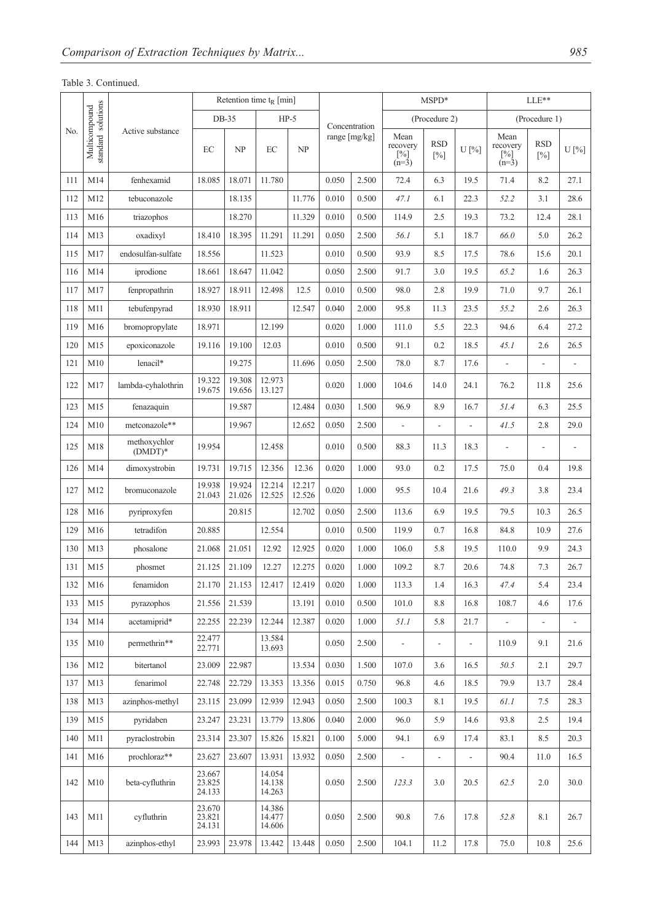Table 3. Continued.

| No. | Multicompound standard solutions | Active substance | Retention time $t_R$ [min] | | | | Concentration range [mg/kg] | | MSPD* (Procedure 2) | | | LLE** (Procedure 1) | | |
|---|---|---|---|---|---|---|---|---|---|---|---|---|---|---|
| | | | DB-35 | | HP-5 | | | | | | | | | |
| | | | EC | NP | EC | NP | | | Mean recovery [%] (n=3) | RSD [%] | U [%] | Mean recovery [%] (n=3) | RSD [%] | U [%] |
| 111 | M14 | fenhexamid | 18.085 | 18.071 | 11.780 | | 0.050 | 2.500 | 72.4 | 6.3 | 19.5 | 71.4 | 8.2 | 27.1 |
| 112 | M12 | tebuconazole | | 18.135 | | 11.776 | 0.010 | 0.500 | *47.1* | 6.1 | 22.3 | *52.2* | 3.1 | 28.6 |
| 113 | M16 | triazophos | | 18.270 | | 11.329 | 0.010 | 0.500 | 114.9 | 2.5 | 19.3 | 73.2 | 12.4 | 28.1 |
| 114 | M13 | oxadixyl | 18.410 | 18.395 | 11.291 | 11.291 | 0.050 | 2.500 | *56.1* | 5.1 | 18.7 | *66.0* | 5.0 | 26.2 |
| 115 | M17 | endosulfan-sulfate | 18.556 | | 11.523 | | 0.010 | 0.500 | 93.9 | 8.5 | 17.5 | 78.6 | 15.6 | 20.1 |
| 116 | M14 | iprodione | 18.661 | 18.647 | 11.042 | | 0.050 | 2.500 | 91.7 | 3.0 | 19.5 | *65.2* | 1.6 | 26.3 |
| 117 | M17 | fenpropathrin | 18.927 | 18.911 | 12.498 | 12.5 | 0.010 | 0.500 | 98.0 | 2.8 | 19.9 | 71.0 | 9.7 | 26.1 |
| 118 | M11 | tebufenpyrad | 18.930 | 18.911 | | 12.547 | 0.040 | 2.000 | 95.8 | 11.3 | 23.5 | *55.2* | 2.6 | 26.3 |
| 119 | M16 | bromopropylate | 18.971 | | 12.199 | | 0.020 | 1.000 | 111.0 | 5.5 | 22.3 | 94.6 | 6.4 | 27.2 |
| 120 | M15 | epoxiconazole | 19.116 | 19.100 | 12.03 | | 0.010 | 0.500 | 91.1 | 0.2 | 18.5 | *45.1* | 2.6 | 26.5 |
| 121 | M10 | lenacil* | | 19.275 | | 11.696 | 0.050 | 2.500 | 78.0 | 8.7 | 17.6 | - | - | - |
| 122 | M17 | lambda-cyhalothrin | 19.322 19.675 | 19.308 19.656 | 12.973 13.127 | | 0.020 | 1.000 | 104.6 | 14.0 | 24.1 | 76.2 | 11.8 | 25.6 |
| 123 | M15 | fenazaquin | | 19.587 | | 12.484 | 0.030 | 1.500 | 96.9 | 8.9 | 16.7 | *51.4* | 6.3 | 25.5 |
| 124 | M10 | metconazole** | | 19.967 | | 12.652 | 0.050 | 2.500 | - | - | - | *41.5* | 2.8 | 29.0 |
| 125 | M18 | methoxychlor (DMDT)* | 19.954 | | 12.458 | | 0.010 | 0.500 | 88.3 | 11.3 | 18.3 | - | - | - |
| 126 | M14 | dimoxystrobin | 19.731 | 19.715 | 12.356 | 12.36 | 0.020 | 1.000 | 93.0 | 0.2 | 17.5 | 75.0 | 0.4 | 19.8 |
| 127 | M12 | bromuconazole | 19.938 21.043 | 19.924 21.026 | 12.214 12.525 | 12.217 12.526 | 0.020 | 1.000 | 95.5 | 10.4 | 21.6 | *49.3* | 3.8 | 23.4 |
| 128 | M16 | pyriproxyfen | | 20.815 | | 12.702 | 0.050 | 2.500 | 113.6 | 6.9 | 19.5 | 79.5 | 10.3 | 26.5 |
| 129 | M16 | tetradifon | 20.885 | | 12.554 | | 0.010 | 0.500 | 119.9 | 0.7 | 16.8 | 84.8 | 10.9 | 27.6 |
| 130 | M13 | phosalone | 21.068 | 21.051 | 12.92 | 12.925 | 0.020 | 1.000 | 106.0 | 5.8 | 19.5 | 110.0 | 9.9 | 24.3 |
| 131 | M15 | phosmet | 21.125 | 21.109 | 12.27 | 12.275 | 0.020 | 1.000 | 109.2 | 8.7 | 20.6 | 74.8 | 7.3 | 26.7 |
| 132 | M16 | fenamidon | 21.170 | 21.153 | 12.417 | 12.419 | 0.020 | 1.000 | 113.3 | 1.4 | 16.3 | *47.4* | 5.4 | 23.4 |
| 133 | M15 | pyrazophos | 21.556 | 21.539 | | 13.191 | 0.010 | 0.500 | 101.0 | 8.8 | 16.8 | 108.7 | 4.6 | 17.6 |
| 134 | M14 | acetamiprid* | 22.255 | 22.239 | 12.244 | 12.387 | 0.020 | 1.000 | *51.1* | 5.8 | 21.7 | - | - | - |
| 135 | M10 | permethrin** | 22.477 22.771 | | 13.584 13.693 | | 0.050 | 2.500 | - | - | - | 110.9 | 9.1 | 21.6 |
| 136 | M12 | bitertanol | 23.009 | 22.987 | | 13.534 | 0.030 | 1.500 | 107.0 | 3.6 | 16.5 | *50.5* | 2.1 | 29.7 |
| 137 | M13 | fenarimol | 22.748 | 22.729 | 13.353 | 13.356 | 0.015 | 0.750 | 96.8 | 4.6 | 18.5 | 79.9 | 13.7 | 28.4 |
| 138 | M13 | azinphos-methyl | 23.115 | 23.099 | 12.939 | 12.943 | 0.050 | 2.500 | 100.3 | 8.1 | 19.5 | *61.1* | 7.5 | 28.3 |
| 139 | M15 | pyridaben | 23.247 | 23.231 | 13.779 | 13.806 | 0.040 | 2.000 | 96.0 | 5.9 | 14.6 | 93.8 | 2.5 | 19.4 |
| 140 | M11 | pyraclostrobin | 23.314 | 23.307 | 15.826 | 15.821 | 0.100 | 5.000 | 94.1 | 6.9 | 17.4 | 83.1 | 8.5 | 20.3 |
| 141 | M16 | prochloraz** | 23.627 | 23.607 | 13.931 | 13.932 | 0.050 | 2.500 | - | - | - | 90.4 | 11.0 | 16.5 |
| 142 | M10 | beta-cyfluthrin | 23.667 23.825 24.133 | | 14.054 14.138 14.263 | | 0.050 | 2.500 | *123.3* | 3.0 | 20.5 | *62.5* | 2.0 | 30.0 |
| 143 | M11 | cyfluthrin | 23.670 23.821 24.131 | | 14.386 14.477 14.606 | | 0.050 | 2.500 | 90.8 | 7.6 | 17.8 | *52.8* | 8.1 | 26.7 |
| 144 | M13 | azinphos-ethyl | 23.993 | 23.978 | 13.442 | 13.448 | 0.050 | 2.500 | 104.1 | 11.2 | 17.8 | 75.0 | 10.8 | 25.6 |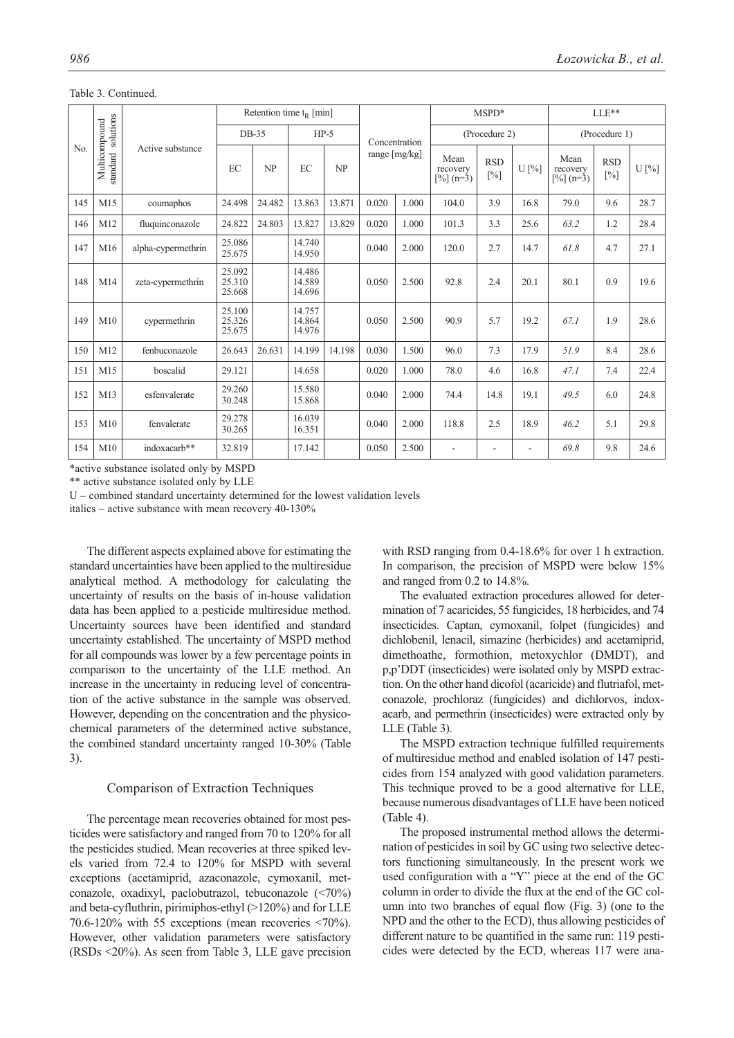Table 3. Continued.

| No. | Multicompound standard solutions | Active substance | Retention time $t_R$ [min] | | | | Concentration range [mg/kg] | | MSPD* (Procedure 2) | | | LLE** (Procedure 1) | | |
|---|---|---|---|---|---|---|---|---|---|---|---|---|---|---|
| | | | DB-35 | | HP-5 | | | | | | | | | |
| | | | EC | NP | EC | NP | | | Mean recovery [%] (n=3) | RSD [%] | U [%] | Mean recovery [%] (n=3) | RSD [%] | U [%] |
| 145 | M15 | coumaphos | 24.498 | 24.482 | 13.863 | 13.871 | 0.020 | 1.000 | 104.0 | 3.9 | 16.8 | 79.0 | 9.6 | 28.7 |
| 146 | M12 | fluquinconazole | 24.822 | 24.803 | 13.827 | 13.829 | 0.020 | 1.000 | 101.3 | 3.3 | 25.6 | *63.2* | 1.2 | 28.4 |
| 147 | M16 | alpha-cypermethrin | 25.086 25.675 | | 14.740 14.950 | | 0.040 | 2.000 | 120.0 | 2.7 | 14.7 | *61.8* | 4.7 | 27.1 |
| 148 | M14 | zeta-cypermethrin | 25.092 25.310 25.668 | | 14.486 14.589 14.696 | | 0.050 | 2.500 | 92.8 | 2.4 | 20.1 | 80.1 | 0.9 | 19.6 |
| 149 | M10 | cypermethrin | 25.100 25.326 25.675 | | 14.757 14.864 14.976 | | 0.050 | 2.500 | 90.9 | 5.7 | 19.2 | *67.1* | 1.9 | 28.6 |
| 150 | M12 | fenbuconazole | 26.643 | 26.631 | 14.199 | 14.198 | 0.030 | 1.500 | 96.0 | 7.3 | 17.9 | *51.9* | 8.4 | 28.6 |
| 151 | M15 | boscalid | 29.121 | | 14.658 | | 0.020 | 1.000 | 78.0 | 4.6 | 16.8 | *47.1* | 7.4 | 22.4 |
| 152 | M13 | esfenvalerate | 29.260 30.248 | | 15.580 15.868 | | 0.040 | 2.000 | 74.4 | 14.8 | 19.1 | *49.5* | 6.0 | 24.8 |
| 153 | M10 | fenvalerate | 29.278 30.265 | | 16.039 16.351 | | 0.040 | 2.000 | 118.8 | 2.5 | 18.9 | *46.2* | 5.1 | 29.8 |
| 154 | M10 | indoxacarb** | 32.819 | | 17.142 | | 0.050 | 2.500 | - | - | - | *69.8* | 9.8 | 24.6 |

*active substance isolated only by MSPD

** active substance isolated only by LLE

U – combined standard uncertainty determined for the lowest validation levels

italics – active substance with mean recovery 40-130%

The different aspects explained above for estimating the standard uncertainties have been applied to the multiresidue analytical method. A methodology for calculating the uncertainty of results on the basis of in-house validation data has been applied to a pesticide multiresidue method. Uncertainty sources have been identified and standard uncertainty established. The uncertainty of MSPD method for all compounds was lower by a few percentage points in comparison to the uncertainty of the LLE method. An increase in the uncertainty in reducing level of concentration of the active substance in the sample was observed. However, depending on the concentration and the physicochemical parameters of the determined active substance, the combined standard uncertainty ranged 10-30% (Table 3).

## Comparison of Extraction Techniques

The percentage mean recoveries obtained for most pesticides were satisfactory and ranged from 70 to 120% for all the pesticides studied. Mean recoveries at three spiked levels varied from 72.4 to 120% for MSPD with several exceptions (acetamiprid, azaconazole, cymoxanil, metconazole, oxadixyl, paclobutrazol, tebuconazole (<70%) and beta-cyfluthrin, pirimiphos-ethyl (>120%) and for LLE 70.6-120% with 55 exceptions (mean recoveries <70%). However, other validation parameters were satisfactory (RSDs <20%). As seen from Table 3, LLE gave precision with RSD ranging from 0.4-18.6% for over 1 h extraction. In comparison, the precision of MSPD were below 15% and ranged from 0.2 to 14.8%.

The evaluated extraction procedures allowed for determination of 7 acaricides, 55 fungicides, 18 herbicides, and 74 insecticides. Captan, cymoxanil, folpet (fungicides) and dichlobenil, lenacil, simazine (herbicides) and acetamiprid, dimethoathe, formothion, metoxychlor (DMDT), and p,p'DDT (insecticides) were isolated only by MSPD extraction. On the other hand dicofol (acaricide) and flutriafol, metconazole, prochloraz (fungicides) and dichlorvos, indoxacarb, and permethrin (insecticides) were extracted only by LLE (Table 3).

The MSPD extraction technique fulfilled requirements of multiresidue method and enabled isolation of 147 pesticides from 154 analyzed with good validation parameters. This technique proved to be a good alternative for LLE, because numerous disadvantages of LLE have been noticed (Table 4).

The proposed instrumental method allows the determination of pesticides in soil by GC using two selective detectors functioning simultaneously. In the present work we used configuration with a "Y" piece at the end of the GC column in order to divide the flux at the end of the GC column into two branches of equal flow (Fig. 3) (one to the NPD and the other to the ECD), thus allowing pesticides of different nature to be quantified in the same run: 119 pesticides were detected by the ECD, whereas 117 were ana-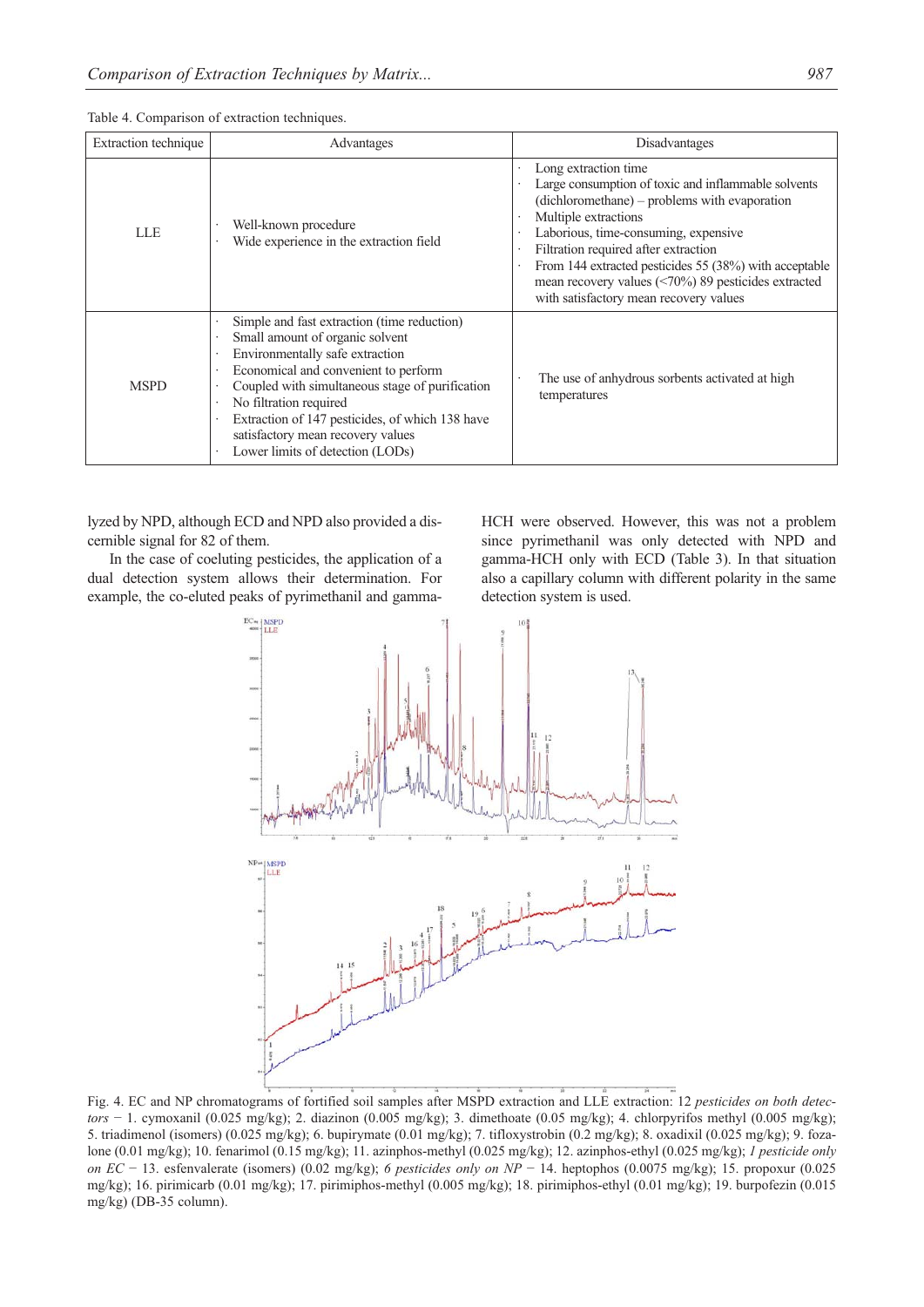Table 4. Comparison of extraction techniques.

| Extraction technique | Advantages | Disadvantages |
|---|---|---|
| LLE | · Well-known procedure<br>· Wide experience in the extraction field | · Long extraction time<br>· Large consumption of toxic and inflammable solvents (dichloromethane) – problems with evaporation<br>· Multiple extractions<br>· Laborious, time-consuming, expensive<br>· Filtration required after extraction<br>· From 144 extracted pesticides 55 (38%) with acceptable mean recovery values (<70%) 89 pesticides extracted with satisfactory mean recovery values |
| MSPD | · Simple and fast extraction (time reduction)<br>· Small amount of organic solvent<br>· Environmentally safe extraction<br>· Economical and convenient to perform<br>· Coupled with simultaneous stage of purification<br>· No filtration required<br>· Extraction of 147 pesticides, of which 138 have satisfactory mean recovery values<br>· Lower limits of detection (LODs) | · The use of anhydrous sorbents activated at high temperatures |

lyzed by NPD, although ECD and NPD also provided a discernible signal for 82 of them.

In the case of coeluting pesticides, the application of a dual detection system allows their determination. For example, the co-eluted peaks of pyrimethanil and gamma-HCH were observed. However, this was not a problem since pyrimethanil was only detected with NPD and gamma-HCH only with ECD (Table 3). In that situation also a capillary column with different polarity in the same detection system is used.

Fig. 4. EC and NP chromatograms of fortified soil samples after MSPD extraction and LLE extraction: 12 *pesticides on both detectors* − 1. cymoxanil (0.025 mg/kg); 2. diazinon (0.005 mg/kg); 3. dimethoate (0.05 mg/kg); 4. chlorpyrifos methyl (0.005 mg/kg); 5. triadimenol (isomers) (0.025 mg/kg); 6. bupirymate (0.01 mg/kg); 7. tifloxystrobin (0.2 mg/kg); 8. oxadixil (0.025 mg/kg); 9. fozalone (0.01 mg/kg); 10. fenarimol (0.15 mg/kg); 11. azinphos-methyl (0.025 mg/kg); 12. azinphos-ethyl (0.025 mg/kg); *1 pesticide only on EC* − 13. esfenvalerate (isomers) (0.02 mg/kg); *6 pesticides only on NP* − 14. heptophos (0.0075 mg/kg); 15. propoxur (0.025 mg/kg); 16. pirimicarb (0.01 mg/kg); 17. pirimiphos-methyl (0.005 mg/kg); 18. pirimiphos-ethyl (0.01 mg/kg); 19. burpofezin (0.015 mg/kg) (DB-35 column).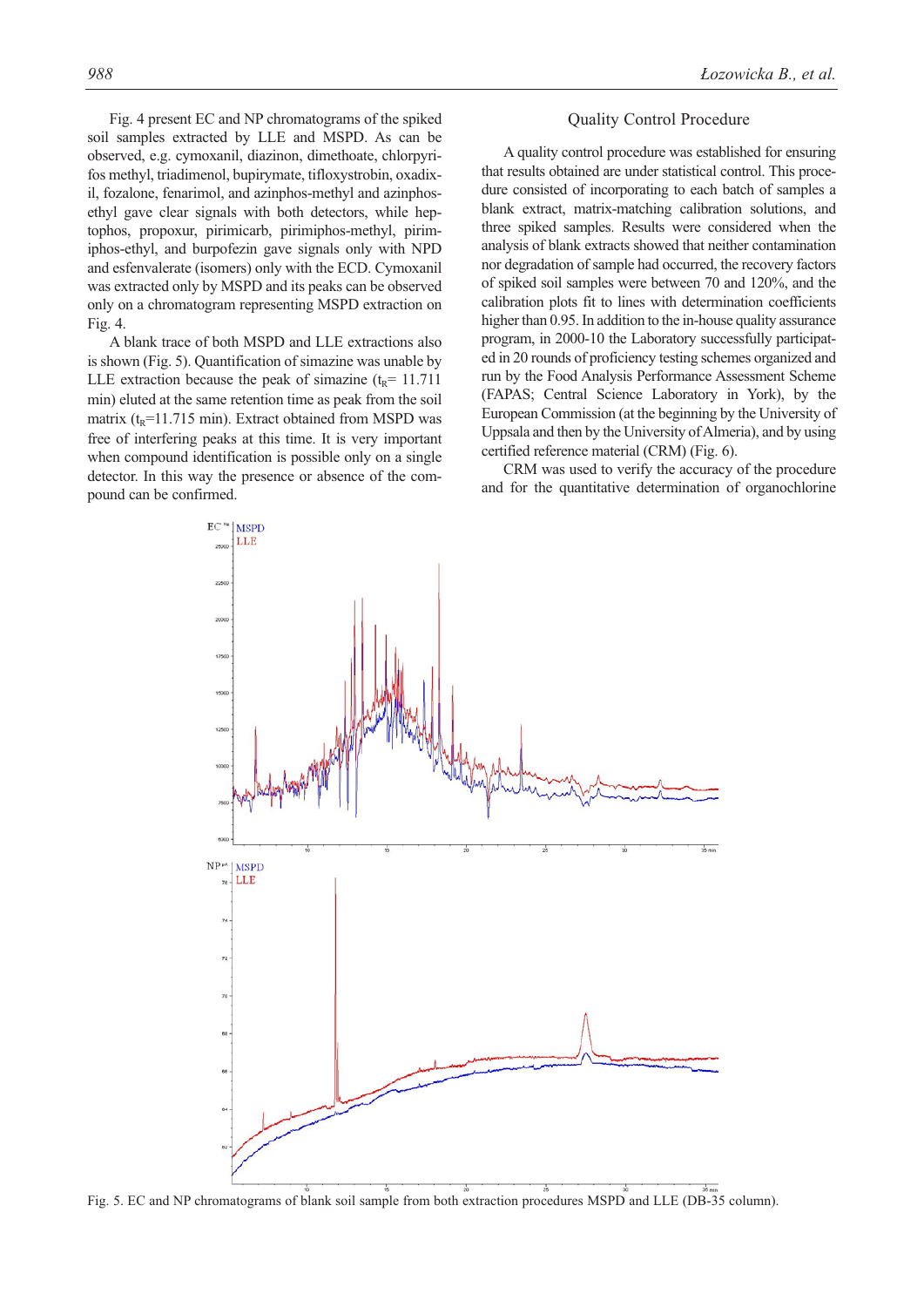Fig. 4 present EC and NP chromatograms of the spiked soil samples extracted by LLE and MSPD. As can be observed, e.g. cymoxanil, diazinon, dimethoate, chlorpyrifos methyl, triadimenol, bupirymate, tifloxystrobin, oxadixil, fozalone, fenarimol, and azinphos-methyl and azinphos-ethyl gave clear signals with both detectors, while heptophos, propoxur, pirimicarb, pirimiphos-methyl, pirimiphos-ethyl, and burpofezin gave signals only with NPD and esfenvalerate (isomers) only with the ECD. Cymoxanil was extracted only by MSPD and its peaks can be observed only on a chromatogram representing MSPD extraction on Fig. 4.

A blank trace of both MSPD and LLE extractions also is shown (Fig. 5). Quantification of simazine was unable by LLE extraction because the peak of simazine ($t_R$= 11.711 min) eluted at the same retention time as peak from the soil matrix ($t_R$=11.715 min). Extract obtained from MSPD was free of interfering peaks at this time. It is very important when compound identification is possible only on a single detector. In this way the presence or absence of the compound can be confirmed.

## Quality Control Procedure

A quality control procedure was established for ensuring that results obtained are under statistical control. This procedure consisted of incorporating to each batch of samples a blank extract, matrix-matching calibration solutions, and three spiked samples. Results were considered when the analysis of blank extracts showed that neither contamination nor degradation of sample had occurred, the recovery factors of spiked soil samples were between 70 and 120%, and the calibration plots fit to lines with determination coefficients higher than 0.95. In addition to the in-house quality assurance program, in 2000-10 the Laboratory successfully participated in 20 rounds of proficiency testing schemes organized and run by the Food Analysis Performance Assessment Scheme (FAPAS; Central Science Laboratory in York), by the European Commission (at the beginning by the University of Uppsala and then by the University of Almeria), and by using certified reference material (CRM) (Fig. 6).

CRM was used to verify the accuracy of the procedure and for the quantitative determination of organochlorine

Fig. 5. EC and NP chromatograms of blank soil sample from both extraction procedures MSPD and LLE (DB-35 column).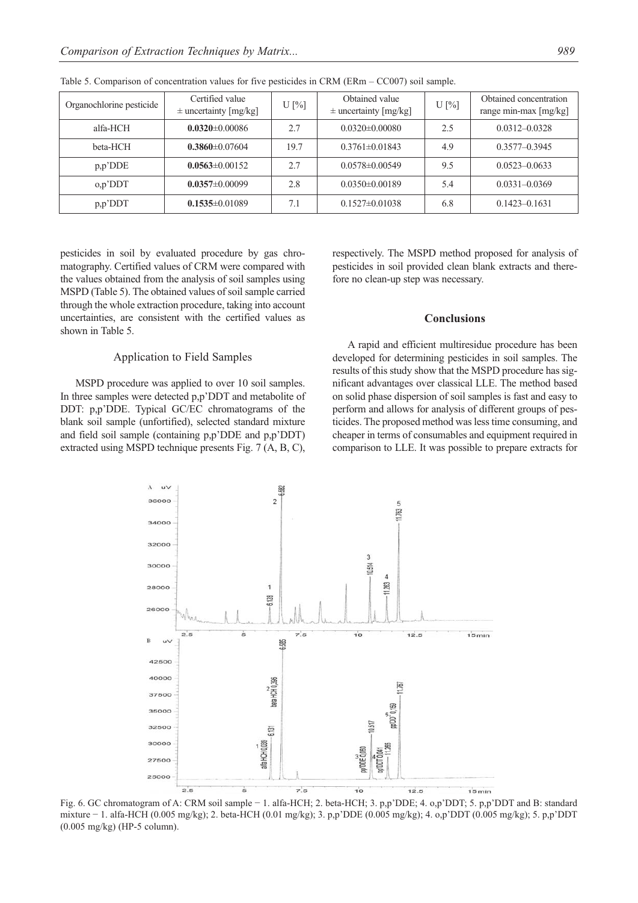Table 5. Comparison of concentration values for five pesticides in CRM (ERm – CC007) soil sample.

| Organochlorine pesticide | Certified value ± uncertainty [mg/kg] | U [%] | Obtained value ± uncertainty [mg/kg] | U [%] | Obtained concentration range min-max [mg/kg] |
|---|---|---|---|---|---|
| alfa-HCH | **0.0320**±0.00086 | 2.7 | 0.0320±0.00080 | 2.5 | 0.0312–0.0328 |
| beta-HCH | **0.3860**±0.07604 | 19.7 | 0.3761±0.01843 | 4.9 | 0.3577–0.3945 |
| p,p'DDE | **0.0563**±0.00152 | 2.7 | 0.0578±0.00549 | 9.5 | 0.0523–0.0633 |
| o,p'DDT | **0.0357**±0.00099 | 2.8 | 0.0350±0.00189 | 5.4 | 0.0331–0.0369 |
| p,p'DDT | **0.1535**±0.01089 | 7.1 | 0.1527±0.01038 | 6.8 | 0.1423–0.1631 |

pesticides in soil by evaluated procedure by gas chromatography. Certified values of CRM were compared with the values obtained from the analysis of soil samples using MSPD (Table 5). The obtained values of soil sample carried through the whole extraction procedure, taking into account uncertainties, are consistent with the certified values as shown in Table 5.

### Application to Field Samples

MSPD procedure was applied to over 10 soil samples. In three samples were detected p,p'DDT and metabolite of DDT: p,p'DDE. Typical GC/EC chromatograms of the blank soil sample (unfortified), selected standard mixture and field soil sample (containing p,p'DDE and p,p'DDT) extracted using MSPD technique presents Fig. 7 (A, B, C), respectively. The MSPD method proposed for analysis of pesticides in soil provided clean blank extracts and therefore no clean-up step was necessary.

## Conclusions

A rapid and efficient multiresidue procedure has been developed for determining pesticides in soil samples. The results of this study show that the MSPD procedure has significant advantages over classical LLE. The method based on solid phase dispersion of soil samples is fast and easy to perform and allows for analysis of different groups of pesticides. The proposed method was less time consuming, and cheaper in terms of consumables and equipment required in comparison to LLE. It was possible to prepare extracts for

Fig. 6. GC chromatogram of A: CRM soil sample − 1. alfa-HCH; 2. beta-HCH; 3. p,p'DDE; 4. o,p'DDT; 5. p,p'DDT and B: standard mixture − 1. alfa-HCH (0.005 mg/kg); 2. beta-HCH (0.01 mg/kg); 3. p,p'DDE (0.005 mg/kg); 4. o,p'DDT (0.005 mg/kg); 5. p,p'DDT (0.005 mg/kg) (HP-5 column).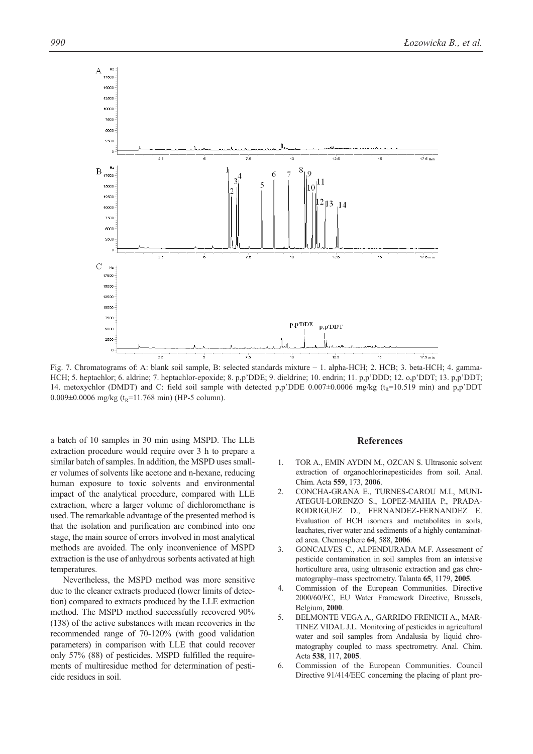Fig. 7. Chromatograms of: A: blank soil sample, B: selected standards mixture − 1. alpha-HCH; 2. HCB; 3. beta-HCH; 4. gamma-HCH; 5. heptachlor; 6. aldrine; 7. heptachlor-epoxide; 8. p,p'DDE; 9. dieldrine; 10. endrin; 11. p,p'DDD; 12. o,p'DDT; 13. p,p'DDT; 14. metoxychlor (DMDT) and C: field soil sample with detected p,p'DDE 0.007±0.0006 mg/kg ($t_R$=10.519 min) and p,p'DDT 0.009±0.0006 mg/kg ($t_R$=11.768 min) (HP-5 column).

a batch of 10 samples in 30 min using MSPD. The LLE extraction procedure would require over 3 h to prepare a similar batch of samples. In addition, the MSPD uses smaller volumes of solvents like acetone and n-hexane, reducing human exposure to toxic solvents and environmental impact of the analytical procedure, compared with LLE extraction, where a larger volume of dichloromethane is used. The remarkable advantage of the presented method is that the isolation and purification are combined into one stage, the main source of errors involved in most analytical methods are avoided. The only inconvenience of MSPD extraction is the use of anhydrous sorbents activated at high temperatures.

Nevertheless, the MSPD method was more sensitive due to the cleaner extracts produced (lower limits of detection) compared to extracts produced by the LLE extraction method. The MSPD method successfully recovered 90% (138) of the active substances with mean recoveries in the recommended range of 70-120% (with good validation parameters) in comparison with LLE that could recover only 57% (88) of pesticides. MSPD fulfilled the requirements of multiresidue method for determination of pesticide residues in soil.

## References

1. TOR A., EMIN AYDIN M., OZCAN S. Ultrasonic solvent extraction of organochlorinepesticides from soil. Anal. Chim. Acta **559**, 173, **2006**.
2. CONCHA-GRANA E., TURNES-CAROU M.I., MUNIATEGUI-LORENZO S., LOPEZ-MAHIA P., PRADA-RODRIGUEZ D., FERNANDEZ-FERNANDEZ E. Evaluation of HCH isomers and metabolites in soils, leachates, river water and sediments of a highly contaminated area. Chemosphere **64**, 588, **2006**.
3. GONCALVES C., ALPENDURADA M.F. Assessment of pesticide contamination in soil samples from an intensive horticulture area, using ultrasonic extraction and gas chromatography–mass spectrometry. Talanta **65**, 1179, **2005**.
4. Commission of the European Communities. Directive 2000/60/EC, EU Water Framework Directive, Brussels, Belgium, **2000**.
5. BELMONTE VEGA A., GARRIDO FRENICH A., MARTINEZ VIDAL J.L. Monitoring of pesticides in agricultural water and soil samples from Andalusia by liquid chromatography coupled to mass spectrometry. Anal. Chim. Acta **538**, 117, **2005**.
6. Commission of the European Communities. Council Directive 91/414/EEC concerning the placing of plant pro-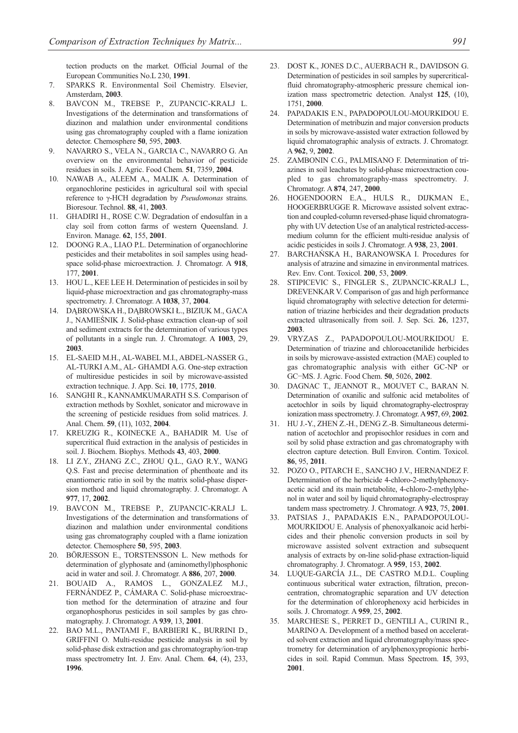tection products on the market. Official Journal of the European Communities No.L 230, **1991**.

7. SPARKS R. Environmental Soil Chemistry. Elsevier, Amsterdam, **2003**.
8. BAVCON M., TREBSE P., ZUPANCIC-KRALJ L. Investigations of the determination and transformations of diazinon and malathion under environmental conditions using gas chromatography coupled with a flame ionization detector. Chemosphere **50**, 595, **2003**.
9. NAVARRO S., VELA N., GARCIA C., NAVARRO G. An overview on the environmental behavior of pesticide residues in soils. J. Agric. Food Chem. **51**, 7359, **2004**.
10. NAWAB A., ALEEM A., MALIK A. Determination of organochlorine pesticides in agricultural soil with special reference to γ-HCH degradation by *Pseudomonas* strains. Bioresour. Technol. **88**, 41, **2003**.
11. GHADIRI H., ROSE C.W. Degradation of endosulfan in a clay soil from cotton farms of western Queensland. J. Environ. Manage. **62**, 155, **2001**.
12. DOONG R.A., LIAO P.L. Determination of organochlorine pesticides and their metabolites in soil samples using headspace solid-phase microextraction. J. Chromatogr. A **918**, 177, **2001**.
13. HOU L., KEE LEE H. Determination of pesticides in soil by liquid-phase microextraction and gas chromatography-mass spectrometry. J. Chromatogr. A **1038**, 37, **2004**.
14. DĄBROWSKA H., DĄBROWSKI Ł., BIZIUK M., GACA J., NAMIEŚNIK J. Solid-phase extraction clean-up of soil and sediment extracts for the determination of various types of pollutants in a single run. J. Chromatogr. A **1003**, 29, **2003**.
15. EL-SAEID M.H., AL-WABEL M.I., ABDEL-NASSER G., AL-TURKI A.M., AL- GHAMDI A.G. One-step extraction of multiresidue pesticides in soil by microwave-assisted extraction technique. J. App. Sci. **10**, 1775, **2010**.
16. SANGHI R., KANNAMKUMARATH S.S. Comparison of extraction methods by Soxhlet, sonicator and microwave in the screening of pesticide residues from solid matrices. J. Anal. Chem. **59**, (11), 1032, **2004**.
17. KREUZIG R., KOINECKE A., BAHADIR M. Use of supercritical fluid extraction in the analysis of pesticides in soil. J. Biochem. Biophys. Methods **43**, 403, **2000**.
18. LI Z.Y., ZHANG Z.C., ZHOU Q.L., GAO R.Y., WANG Q.S. Fast and precise determination of phenthoate and its enantiomeric ratio in soil by the matrix solid-phase dispersion method and liquid chromatography. J. Chromatogr. A **977**, 17, **2002**.
19. BAVCON M., TREBSE P., ZUPANCIC-KRALJ L. Investigations of the determination and transformations of diazinon and malathion under environmental conditions using gas chromatography coupled with a flame ionization detector. Chemosphere **50**, 595, **2003**.
20. BÖRJESSON E., TORSTENSSON L. New methods for determination of glyphosate and (aminomethyl)phosphonic acid in water and soil. J. Chromatogr. A **886**, 207, **2000**.
21. BOUAID A., RAMOS L., GONZALEZ M.J., FERNÁNDEZ P., CÁMARA C. Solid-phase microextraction method for the determination of atrazine and four organophosphorus pesticides in soil samples by gas chromatography. J. Chromatogr. A **939**, 13, **2001**.
22. BAO M.L., PANTAMI F., BARBIERI K., BURRINI D., GRIFFINI O. Multi-residue pesticide analysis in soil by solid-phase disk extraction and gas chromatography/ion-trap mass spectrometry Int. J. Env. Anal. Chem. **64**, (4), 233, **1996**.
23. DOST K., JONES D.C., AUERBACH R., DAVIDSON G. Determination of pesticides in soil samples by supercritical-fluid chromatography-atmospheric pressure chemical ionization mass spectrometric detection. Analyst **125**, (10), 1751, **2000**.
24. PAPADAKIS E.N., PAPADOPOULOU-MOURKIDOU E. Determination of metribuzin and major conversion products in soils by microwave-assisted water extraction followed by liquid chromatographic analysis of extracts. J. Chromatogr. A **962**, 9, **2002**.
25. ZAMBONIN C.G., PALMISANO F. Determination of triazines in soil leachates by solid-phase microextraction coupled to gas chromatography-mass spectrometry. J. Chromatogr. A **874**, 247, **2000**.
26. HOGENDOORN E.A., HULS R., DIJKMAN E., HOOGERBRUGGE R. Microwave assisted solvent extraction and coupled-column reversed-phase liquid chromatography with UV detection Use of an analytical restricted-access-medium column for the efficient multi-residue analysis of acidic pesticides in soils J. Chromatogr. A **938**, 23, **2001**.
27. BARCHAŃSKA H., BARANOWSKA I. Procedures for analysis of atrazine and simazine in environmental matrices. Rev. Env. Cont. Toxicol. **200**, 53, **2009**.
28. STIPICEVIC S., FINGLER S., ZUPANCIC-KRALJ L., DREVENKAR V. Comparison of gas and high performance liquid chromatography with selective detection for determination of triazine herbicides and their degradation products extracted ultrasonically from soil. J. Sep. Sci. **26**, 1237, **2003**.
29. VRYZAS Z., PAPADOPOULOU-MOURKIDOU E. Determination of triazine and chloroacetanilide herbicides in soils by microwave-assisted extraction (MAE) coupled to gas chromatographic analysis with either GC-NP or GC−MS. J. Agric. Food Chem. **50**, 5026, **2002**.
30. DAGNAC T., JEANNOT R., MOUVET C., BARAN N. Determination of oxanilic and sulfonic acid metabolites of acetochlor in soils by liquid chromatography-electrospray ionization mass spectrometry. J. Chromatogr. A **957**, 69, **2002**.
31. HU J.-Y., ZHEN Z.-H., DENG Z.-B. Simultaneous determination of acetochlor and propisochlor residues in corn and soil by solid phase extraction and gas chromatography with electron capture detection. Bull Environ. Contim. Toxicol. **86**, 95, **2011**.
32. POZO O., PITARCH E., SANCHO J.V., HERNANDEZ F. Determination of the herbicide 4-chloro-2-methylphenoxyacetic acid and its main metabolite, 4-chloro-2-methylphenol in water and soil by liquid chromatography-electrospray tandem mass spectrometry. J. Chromatogr. A **923**, 75, **2001**.
33. PATSIAS J., PAPADAKIS E.N., PAPADOPOULOU-MOURKIDOU E. Analysis of phenoxyalkanoic acid herbicides and their phenolic conversion products in soil by microwave assisted solvent extraction and subsequent analysis of extracts by on-line solid-phase extraction-liquid chromatography. J. Chromatogr. A **959**, 153, **2002**.
34. LUQUE-GARCÍA J.L., DE CASTRO M.D.L. Coupling continuous subcritical water extraction, filtration, preconcentration, chromatographic separation and UV detection for the determination of chlorophenoxy acid herbicides in soils. J. Chromatogr. A **959**, 25, **2002**.
35. MARCHESE S., PERRET D., GENTILI A., CURINI R., MARINO A. Development of a method based on accelerated solvent extraction and liquid chromatography/mass spectrometry for determination of arylphenoxypropionic herbicides in soil. Rapid Commun. Mass Spectrom. **15**, 393, **2001**.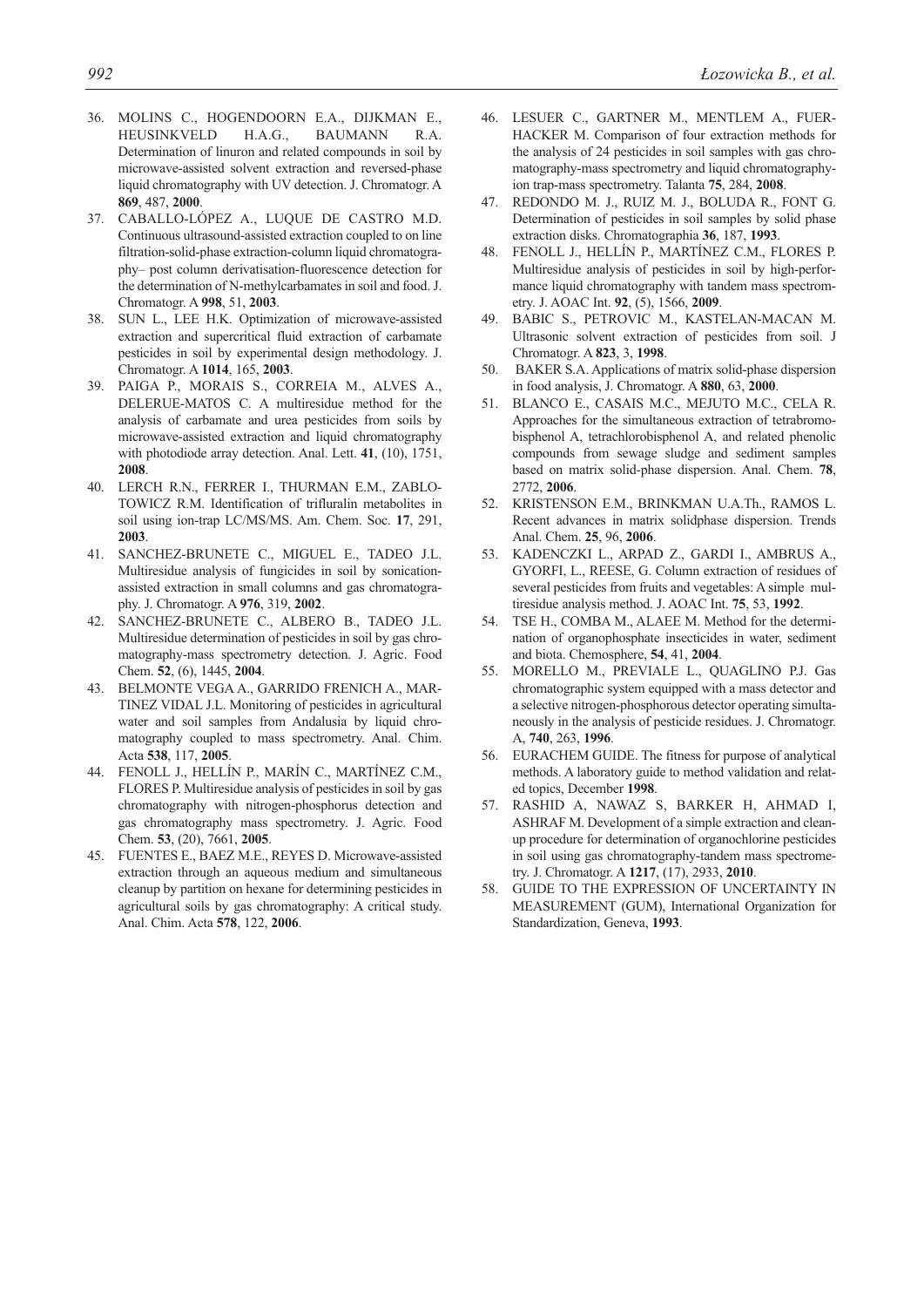36. MOLINS C., HOGENDOORN E.A., DIJKMAN E., HEUSINKVELD H.A.G., BAUMANN R.A. Determination of linuron and related compounds in soil by microwave-assisted solvent extraction and reversed-phase liquid chromatography with UV detection. J. Chromatogr. A **869**, 487, **2000**.
37. CABALLO-LÓPEZ A., LUQUE DE CASTRO M.D. Continuous ultrasound-assisted extraction coupled to on line filtration-solid-phase extraction-column liquid chromatography– post column derivatisation-fluorescence detection for the determination of N-methylcarbamates in soil and food. J. Chromatogr. A **998**, 51, **2003**.
38. SUN L., LEE H.K. Optimization of microwave-assisted extraction and supercritical fluid extraction of carbamate pesticides in soil by experimental design methodology. J. Chromatogr. A **1014**, 165, **2003**.
39. PAIGA P., MORAIS S., CORREIA M., ALVES A., DELERUE-MATOS C. A multiresidue method for the analysis of carbamate and urea pesticides from soils by microwave-assisted extraction and liquid chromatography with photodiode array detection. Anal. Lett. **41**, (10), 1751, **2008**.
40. LERCH R.N., FERRER I., THURMAN E.M., ZABLOTOWICZ R.M. Identification of trifluralin metabolites in soil using ion-trap LC/MS/MS. Am. Chem. Soc. **17**, 291, **2003**.
41. SANCHEZ-BRUNETE C., MIGUEL E., TADEO J.L. Multiresidue analysis of fungicides in soil by sonication-assisted extraction in small columns and gas chromatography. J. Chromatogr. A **976**, 319, **2002**.
42. SANCHEZ-BRUNETE C., ALBERO B., TADEO J.L. Multiresidue determination of pesticides in soil by gas chromatography-mass spectrometry detection. J. Agric. Food Chem. **52**, (6), 1445, **2004**.
43. BELMONTE VEGA A., GARRIDO FRENICH A., MARTINEZ VIDAL J.L. Monitoring of pesticides in agricultural water and soil samples from Andalusia by liquid chromatography coupled to mass spectrometry. Anal. Chim. Acta **538**, 117, **2005**.
44. FENOLL J., HELLÍN P., MARÍN C., MARTÍNEZ C.M., FLORES P. Multiresidue analysis of pesticides in soil by gas chromatography with nitrogen-phosphorus detection and gas chromatography mass spectrometry. J. Agric. Food Chem. **53**, (20), 7661, **2005**.
45. FUENTES E., BAEZ M.E., REYES D. Microwave-assisted extraction through an aqueous medium and simultaneous cleanup by partition on hexane for determining pesticides in agricultural soils by gas chromatography: A critical study. Anal. Chim. Acta **578**, 122, **2006**.
46. LESUER C., GARTNER M., MENTLEM A., FUERHACKER M. Comparison of four extraction methods for the analysis of 24 pesticides in soil samples with gas chromatography-mass spectrometry and liquid chromatography-ion trap-mass spectrometry. Talanta **75**, 284, **2008**.
47. REDONDO M. J., RUIZ M. J., BOLUDA R., FONT G. Determination of pesticides in soil samples by solid phase extraction disks. Chromatographia **36**, 187, **1993**.
48. FENOLL J., HELLÍN P., MARTÍNEZ C.M., FLORES P. Multiresidue analysis of pesticides in soil by high-performance liquid chromatography with tandem mass spectrometry. J. AOAC Int. **92**, (5), 1566, **2009**.
49. BABIC S., PETROVIC M., KASTELAN-MACAN M. Ultrasonic solvent extraction of pesticides from soil. J Chromatogr. A **823**, 3, **1998**.
50. BAKER S.A. Applications of matrix solid-phase dispersion in food analysis, J. Chromatogr. A **880**, 63, **2000**.
51. BLANCO E., CASAIS M.C., MEJUTO M.C., CELA R. Approaches for the simultaneous extraction of tetrabromobisphenol A, tetrachlorobisphenol A, and related phenolic compounds from sewage sludge and sediment samples based on matrix solid-phase dispersion. Anal. Chem. **78**, 2772, **2006**.
52. KRISTENSON E.M., BRINKMAN U.A.Th., RAMOS L. Recent advances in matrix solidphase dispersion. Trends Anal. Chem. **25**, 96, **2006**.
53. KADENCZKI L., ARPAD Z., GARDI I., AMBRUS A., GYORFI, L., REESE, G. Column extraction of residues of several pesticides from fruits and vegetables: A simple multiresidue analysis method. J. AOAC Int. **75**, 53, **1992**.
54. TSE H., COMBA M., ALAEE M. Method for the determination of organophosphate insecticides in water, sediment and biota. Chemosphere, **54**, 41, **2004**.
55. MORELLO M., PREVIALE L., QUAGLINO P.J. Gas chromatographic system equipped with a mass detector and a selective nitrogen-phosphorous detector operating simultaneously in the analysis of pesticide residues. J. Chromatogr. A, **740**, 263, **1996**.
56. EURACHEM GUIDE. The fitness for purpose of analytical methods. A laboratory guide to method validation and related topics, December **1998**.
57. RASHID A, NAWAZ S, BARKER H, AHMAD I, ASHRAF M. Development of a simple extraction and clean-up procedure for determination of organochlorine pesticides in soil using gas chromatography-tandem mass spectrometry. J. Chromatogr. A **1217**, (17), 2933, **2010**.
58. GUIDE TO THE EXPRESSION OF UNCERTAINTY IN MEASUREMENT (GUM), International Organization for Standardization, Geneva, **1993**.